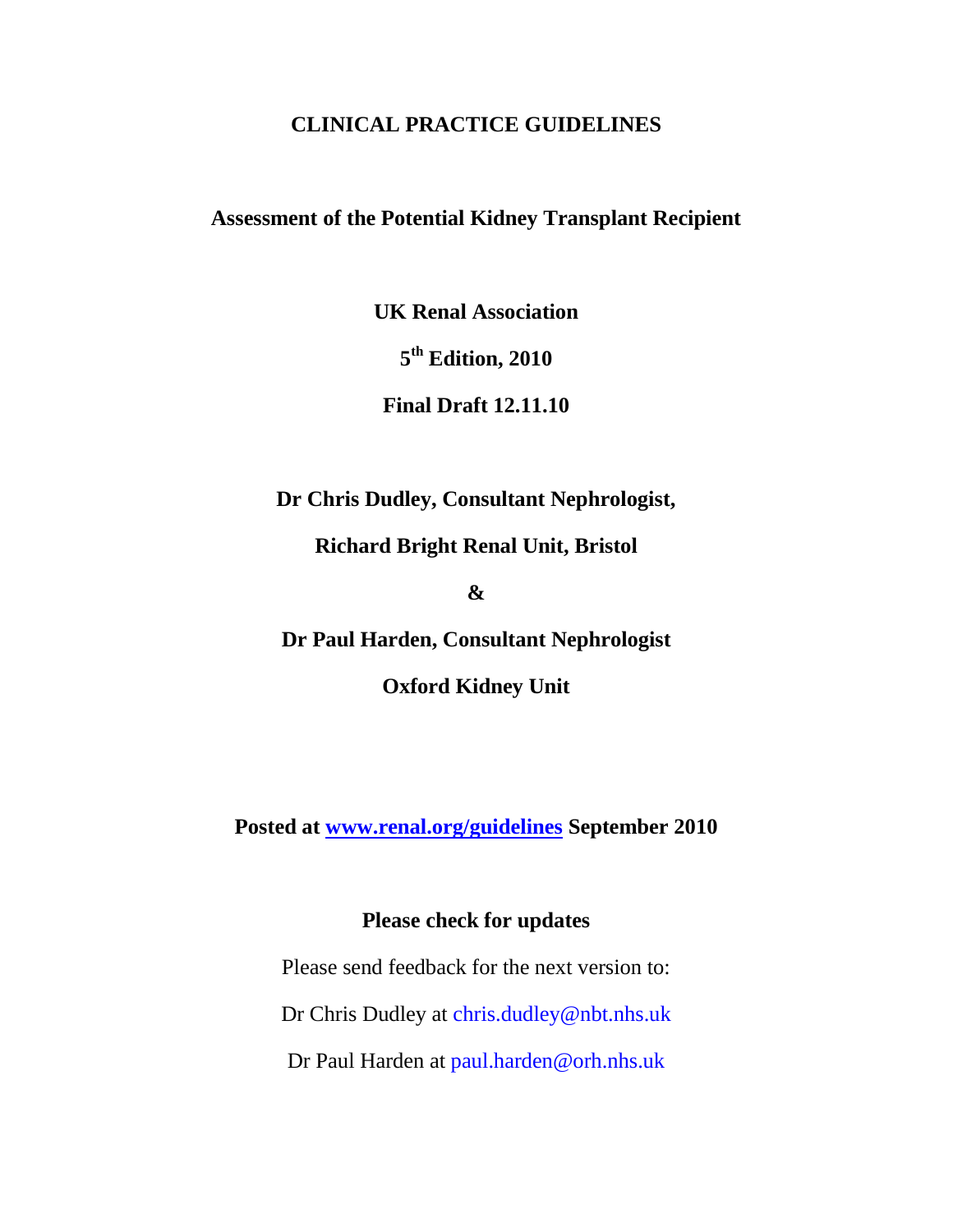# CLINICAL PRACTICE GUIDELINES

## Assessment of the Potential Kidney Transplant Recipient

**UK Renal Association**

**5th Edition, 2010**

**Final Draft 12.11.10**

**Dr Chris Dudley, Consultant Nephrologist,**

**Richard Bright Renal Unit, Bristol**

**&**

**Dr Paul Harden, Consultant Nephrologist**

**Oxford Kidney Unit**

**Posted at [www.renal.org/guidelines](http://www.renal.org/guidelines) September 2010**

**Please check for updates**

Please send feedback for the next version to:

Dr Chris Dudley at chris.dudley@nbt.nhs.uk

Dr Paul Harden at paul.harden@orh.nhs.uk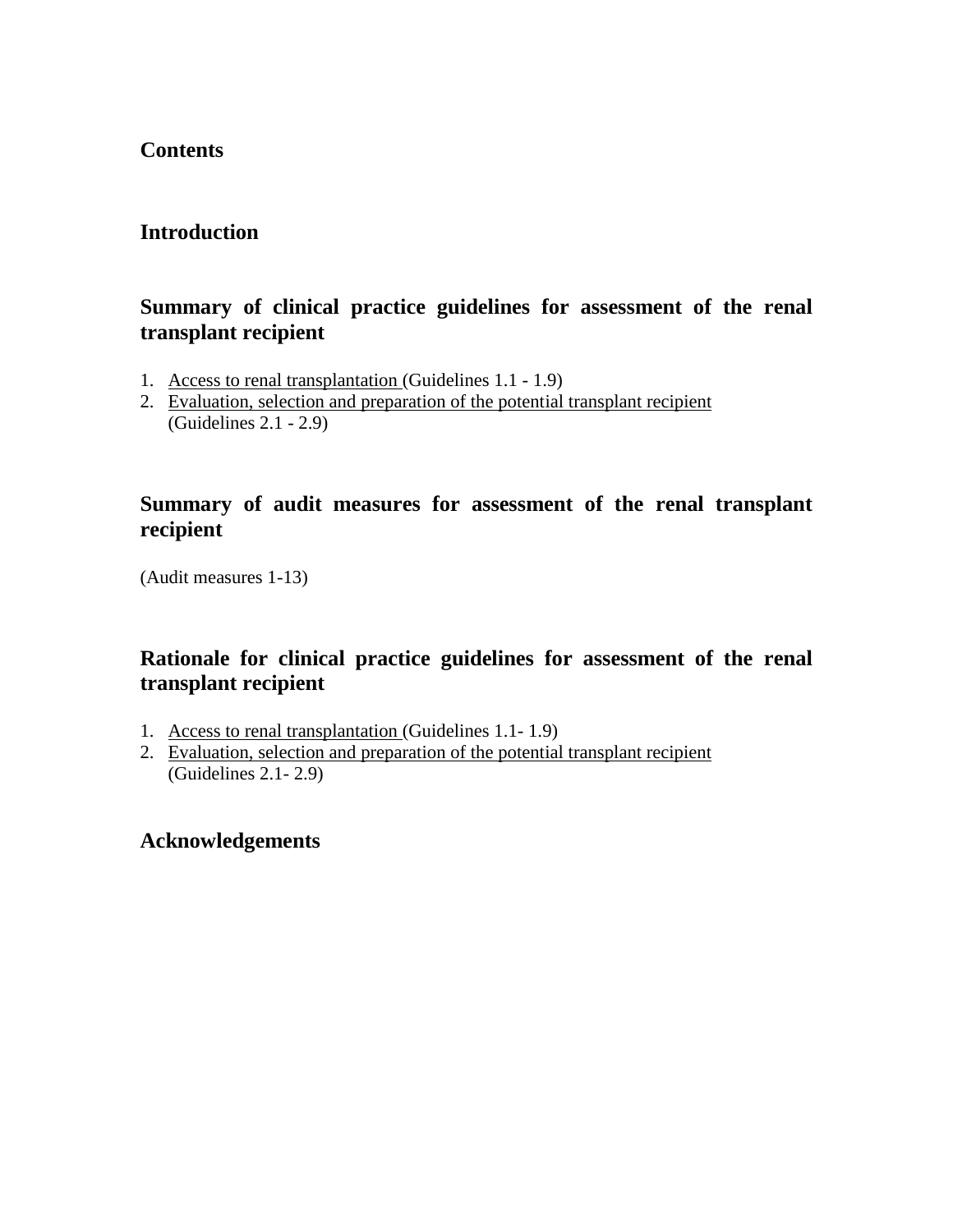## Contents

## Introduction

## Summary of clinical practice guidelines for assessment of the renal transplant recipient

1. Access to renal transplantation (Guidelines 1.1 - 1.9)
2. Evaluation, selection and preparation of the potential transplant recipient (Guidelines 2.1 - 2.9)

## Summary of audit measures for assessment of the renal transplant recipient

(Audit measures 1-13)

## Rationale for clinical practice guidelines for assessment of the renal transplant recipient

1. Access to renal transplantation (Guidelines 1.1- 1.9)
2. Evaluation, selection and preparation of the potential transplant recipient (Guidelines 2.1- 2.9)

## Acknowledgements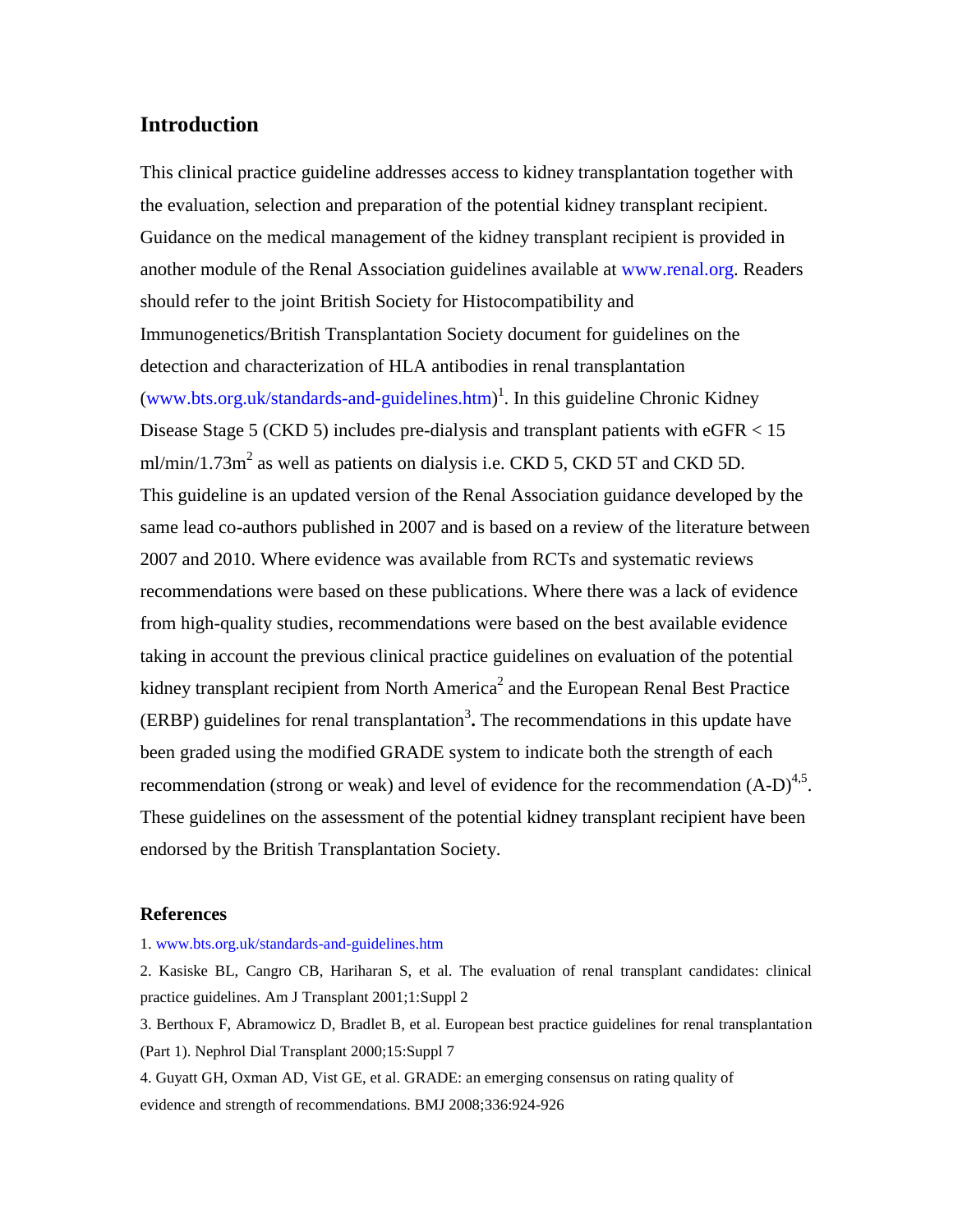## Introduction

This clinical practice guideline addresses access to kidney transplantation together with the evaluation, selection and preparation of the potential kidney transplant recipient. Guidance on the medical management of the kidney transplant recipient is provided in another module of the Renal Association guidelines available at www.renal.org. Readers should refer to the joint British Society for Histocompatibility and Immunogenetics/British Transplantation Society document for guidelines on the detection and characterization of HLA antibodies in renal transplantation (www.bts.org.uk/standards-and-guidelines.htm)[1]. In this guideline Chronic Kidney Disease Stage 5 (CKD 5) includes pre-dialysis and transplant patients with eGFR < 15 $ml/min/1.73m^2$ as well as patients on dialysis i.e. CKD 5, CKD 5T and CKD 5D. This guideline is an updated version of the Renal Association guidance developed by the same lead co-authors published in 2007 and is based on a review of the literature between 2007 and 2010. Where evidence was available from RCTs and systematic reviews recommendations were based on these publications. Where there was a lack of evidence from high-quality studies, recommendations were based on the best available evidence taking in account the previous clinical practice guidelines on evaluation of the potential kidney transplant recipient from North America[2] and the European Renal Best Practice (ERBP) guidelines for renal transplantation[3]**.** The recommendations in this update have been graded using the modified GRADE system to indicate both the strength of each recommendation (strong or weak) and level of evidence for the recommendation (A-D)[4,5]. These guidelines on the assessment of the potential kidney transplant recipient have been endorsed by the British Transplantation Society.

### References

1. www.bts.org.uk/standards-and-guidelines.htm
2. Kasiske BL, Cangro CB, Hariharan S, et al. The evaluation of renal transplant candidates: clinical practice guidelines. Am J Transplant 2001;1:Suppl 2
3. Berthoux F, Abramowicz D, Bradlet B, et al. European best practice guidelines for renal transplantation (Part 1). Nephrol Dial Transplant 2000;15:Suppl 7
4. Guyatt GH, Oxman AD, Vist GE, et al. GRADE: an emerging consensus on rating quality of evidence and strength of recommendations. BMJ 2008;336:924-926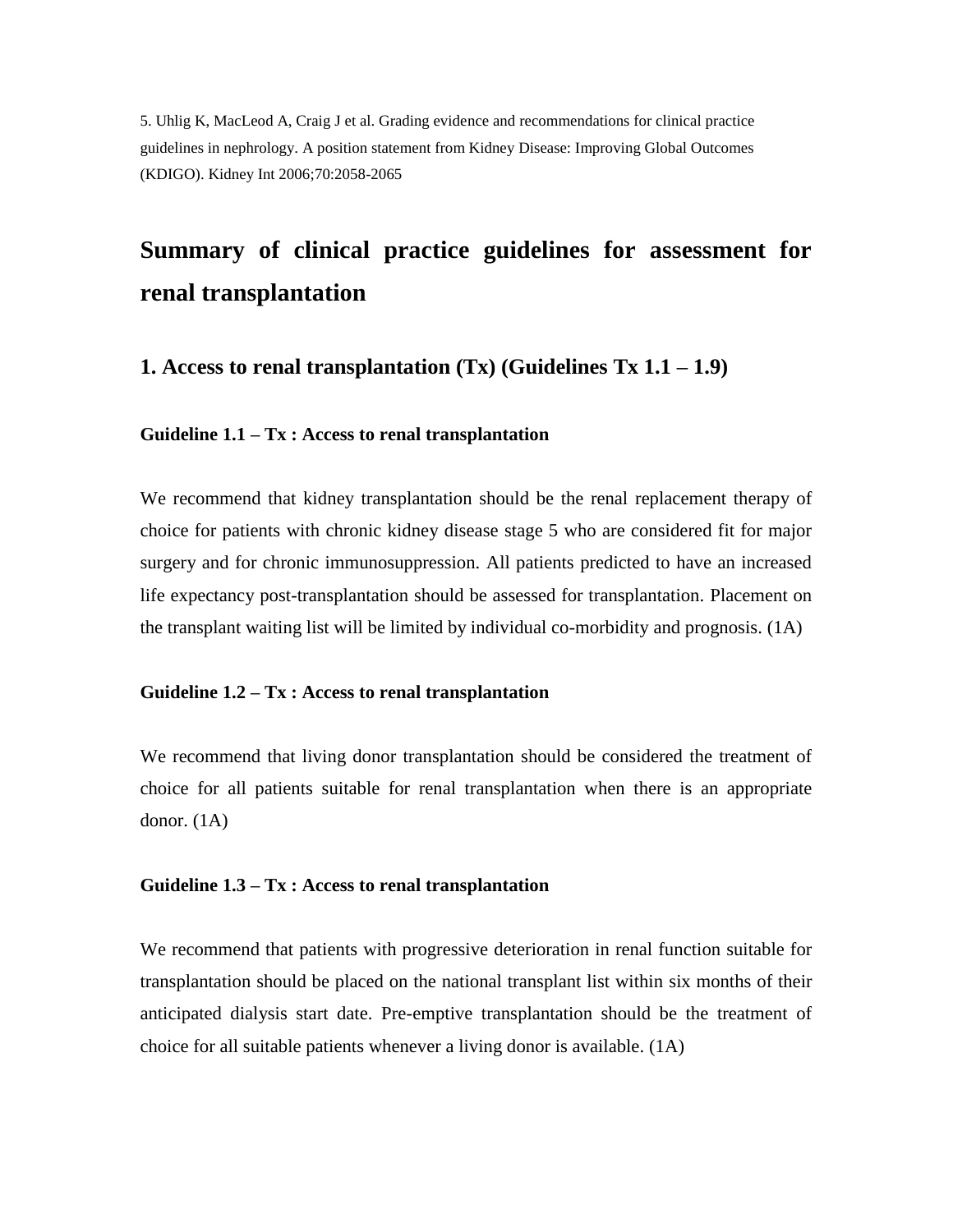5. Uhlig K, MacLeod A, Craig J et al. Grading evidence and recommendations for clinical practice guidelines in nephrology. A position statement from Kidney Disease: Improving Global Outcomes (KDIGO). Kidney Int 2006;70:2058-2065

# Summary of clinical practice guidelines for assessment for renal transplantation

## 1. Access to renal transplantation (Tx) (Guidelines Tx 1.1 – 1.9)

### Guideline 1.1 – Tx : Access to renal transplantation

We recommend that kidney transplantation should be the renal replacement therapy of choice for patients with chronic kidney disease stage 5 who are considered fit for major surgery and for chronic immunosuppression. All patients predicted to have an increased life expectancy post-transplantation should be assessed for transplantation. Placement on the transplant waiting list will be limited by individual co-morbidity and prognosis. (1A)

### Guideline 1.2 – Tx : Access to renal transplantation

We recommend that living donor transplantation should be considered the treatment of choice for all patients suitable for renal transplantation when there is an appropriate donor. (1A)

### Guideline 1.3 – Tx : Access to renal transplantation

We recommend that patients with progressive deterioration in renal function suitable for transplantation should be placed on the national transplant list within six months of their anticipated dialysis start date. Pre-emptive transplantation should be the treatment of choice for all suitable patients whenever a living donor is available. (1A)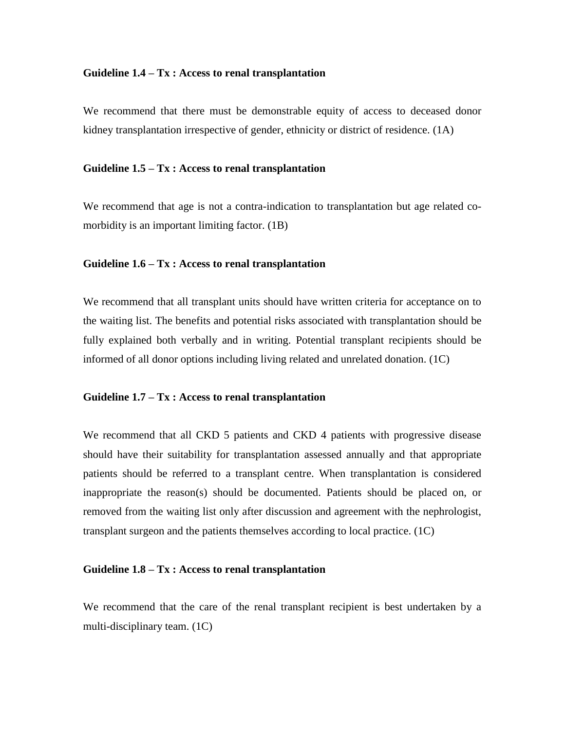**Guideline 1.4 – Tx : Access to renal transplantation**

We recommend that there must be demonstrable equity of access to deceased donor kidney transplantation irrespective of gender, ethnicity or district of residence. (1A)

**Guideline 1.5 – Tx : Access to renal transplantation**

We recommend that age is not a contra-indication to transplantation but age related co-morbidity is an important limiting factor. (1B)

**Guideline 1.6 – Tx : Access to renal transplantation**

We recommend that all transplant units should have written criteria for acceptance on to the waiting list. The benefits and potential risks associated with transplantation should be fully explained both verbally and in writing. Potential transplant recipients should be informed of all donor options including living related and unrelated donation. (1C)

**Guideline 1.7 – Tx : Access to renal transplantation**

We recommend that all CKD 5 patients and CKD 4 patients with progressive disease should have their suitability for transplantation assessed annually and that appropriate patients should be referred to a transplant centre. When transplantation is considered inappropriate the reason(s) should be documented. Patients should be placed on, or removed from the waiting list only after discussion and agreement with the nephrologist, transplant surgeon and the patients themselves according to local practice. (1C)

**Guideline 1.8 – Tx : Access to renal transplantation**

We recommend that the care of the renal transplant recipient is best undertaken by a multi-disciplinary team. (1C)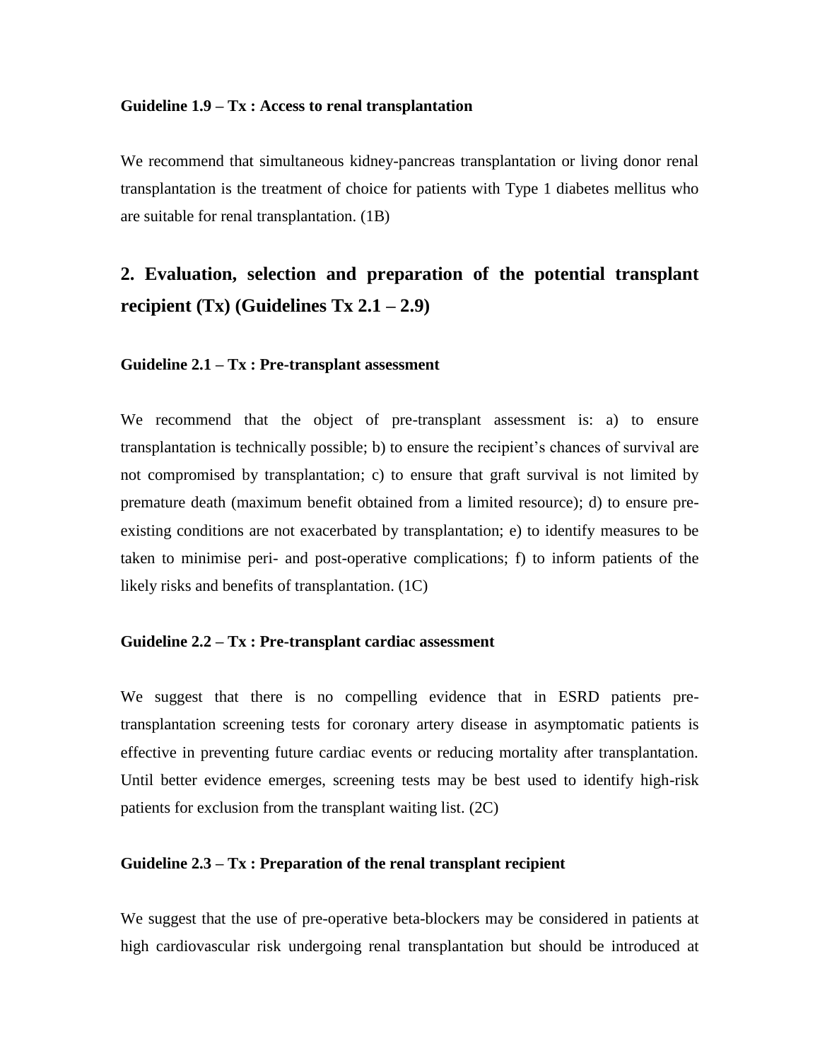#### Guideline 1.9 – Tx : Access to renal transplantation

We recommend that simultaneous kidney-pancreas transplantation or living donor renal transplantation is the treatment of choice for patients with Type 1 diabetes mellitus who are suitable for renal transplantation. (1B)

## 2. Evaluation, selection and preparation of the potential transplant recipient (Tx) (Guidelines Tx 2.1 – 2.9)

#### Guideline 2.1 – Tx : Pre-transplant assessment

We recommend that the object of pre-transplant assessment is: a) to ensure transplantation is technically possible; b) to ensure the recipient's chances of survival are not compromised by transplantation; c) to ensure that graft survival is not limited by premature death (maximum benefit obtained from a limited resource); d) to ensure pre-existing conditions are not exacerbated by transplantation; e) to identify measures to be taken to minimise peri- and post-operative complications; f) to inform patients of the likely risks and benefits of transplantation. (1C)

#### Guideline 2.2 – Tx : Pre-transplant cardiac assessment

We suggest that there is no compelling evidence that in ESRD patients pre-transplantation screening tests for coronary artery disease in asymptomatic patients is effective in preventing future cardiac events or reducing mortality after transplantation. Until better evidence emerges, screening tests may be best used to identify high-risk patients for exclusion from the transplant waiting list. (2C)

#### Guideline 2.3 – Tx : Preparation of the renal transplant recipient

We suggest that the use of pre-operative beta-blockers may be considered in patients at high cardiovascular risk undergoing renal transplantation but should be introduced at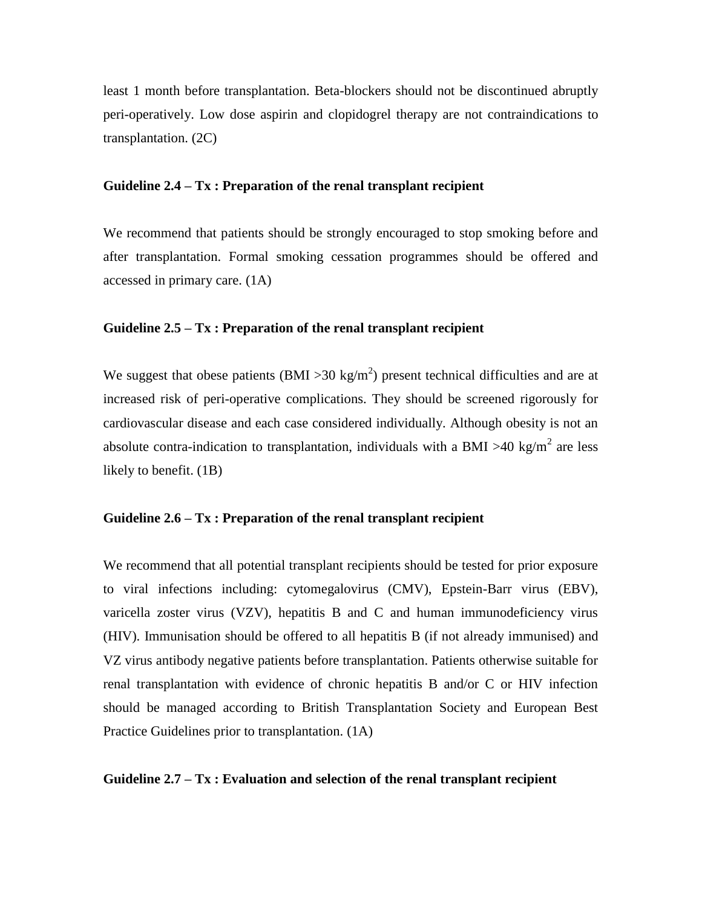least 1 month before transplantation. Beta-blockers should not be discontinued abruptly peri-operatively. Low dose aspirin and clopidogrel therapy are not contraindications to transplantation. (2C)

**Guideline 2.4 – Tx : Preparation of the renal transplant recipient**

We recommend that patients should be strongly encouraged to stop smoking before and after transplantation. Formal smoking cessation programmes should be offered and accessed in primary care. (1A)

**Guideline 2.5 – Tx : Preparation of the renal transplant recipient**

We suggest that obese patients (BMI >30 kg/m$^2$) present technical difficulties and are at increased risk of peri-operative complications. They should be screened rigorously for cardiovascular disease and each case considered individually. Although obesity is not an absolute contra-indication to transplantation, individuals with a BMI >40 kg/m$^2$ are less likely to benefit. (1B)

**Guideline 2.6 – Tx : Preparation of the renal transplant recipient**

We recommend that all potential transplant recipients should be tested for prior exposure to viral infections including: cytomegalovirus (CMV), Epstein-Barr virus (EBV), varicella zoster virus (VZV), hepatitis B and C and human immunodeficiency virus (HIV). Immunisation should be offered to all hepatitis B (if not already immunised) and VZ virus antibody negative patients before transplantation. Patients otherwise suitable for renal transplantation with evidence of chronic hepatitis B and/or C or HIV infection should be managed according to British Transplantation Society and European Best Practice Guidelines prior to transplantation. (1A)

**Guideline 2.7 – Tx : Evaluation and selection of the renal transplant recipient**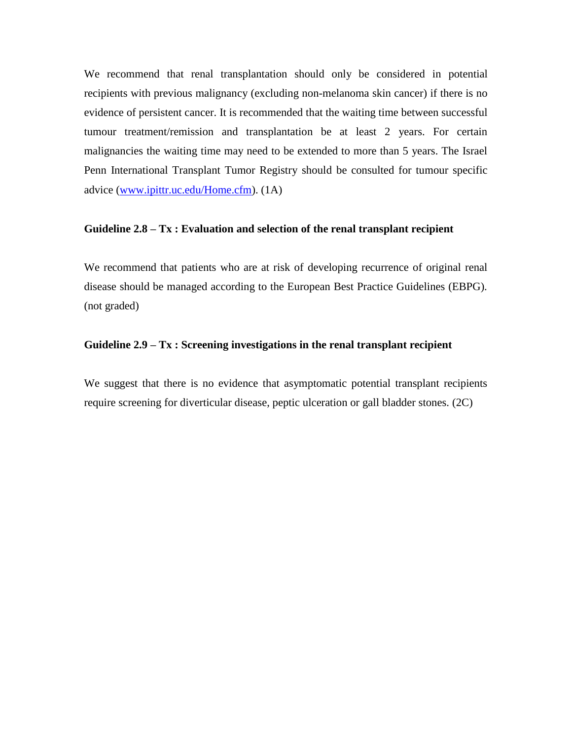We recommend that renal transplantation should only be considered in potential recipients with previous malignancy (excluding non-melanoma skin cancer) if there is no evidence of persistent cancer. It is recommended that the waiting time between successful tumour treatment/remission and transplantation be at least 2 years. For certain malignancies the waiting time may need to be extended to more than 5 years. The Israel Penn International Transplant Tumor Registry should be consulted for tumour specific advice ([www.ipittr.uc.edu/Home.cfm](www.ipittr.uc.edu/Home.cfm)). (1A)

**Guideline 2.8 – Tx : Evaluation and selection of the renal transplant recipient**

We recommend that patients who are at risk of developing recurrence of original renal disease should be managed according to the European Best Practice Guidelines (EBPG). (not graded)

**Guideline 2.9 – Tx : Screening investigations in the renal transplant recipient**

We suggest that there is no evidence that asymptomatic potential transplant recipients require screening for diverticular disease, peptic ulceration or gall bladder stones. (2C)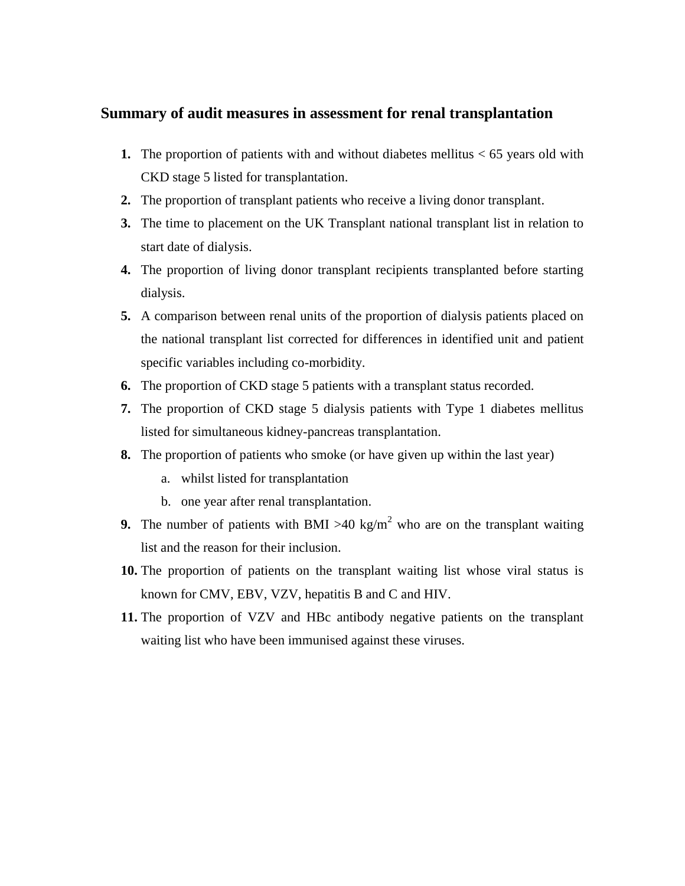## Summary of audit measures in assessment for renal transplantation

1. The proportion of patients with and without diabetes mellitus < 65 years old with CKD stage 5 listed for transplantation.
2. The proportion of transplant patients who receive a living donor transplant.
3. The time to placement on the UK Transplant national transplant list in relation to start date of dialysis.
4. The proportion of living donor transplant recipients transplanted before starting dialysis.
5. A comparison between renal units of the proportion of dialysis patients placed on the national transplant list corrected for differences in identified unit and patient specific variables including co-morbidity.
6. The proportion of CKD stage 5 patients with a transplant status recorded.
7. The proportion of CKD stage 5 dialysis patients with Type 1 diabetes mellitus listed for simultaneous kidney-pancreas transplantation.
8. The proportion of patients who smoke (or have given up within the last year)
   a. whilst listed for transplantation
   b. one year after renal transplantation.
9. The number of patients with BMI >40 kg/$m^2$ who are on the transplant waiting list and the reason for their inclusion.
10. The proportion of patients on the transplant waiting list whose viral status is known for CMV, EBV, VZV, hepatitis B and C and HIV.
11. The proportion of VZV and HBc antibody negative patients on the transplant waiting list who have been immunised against these viruses.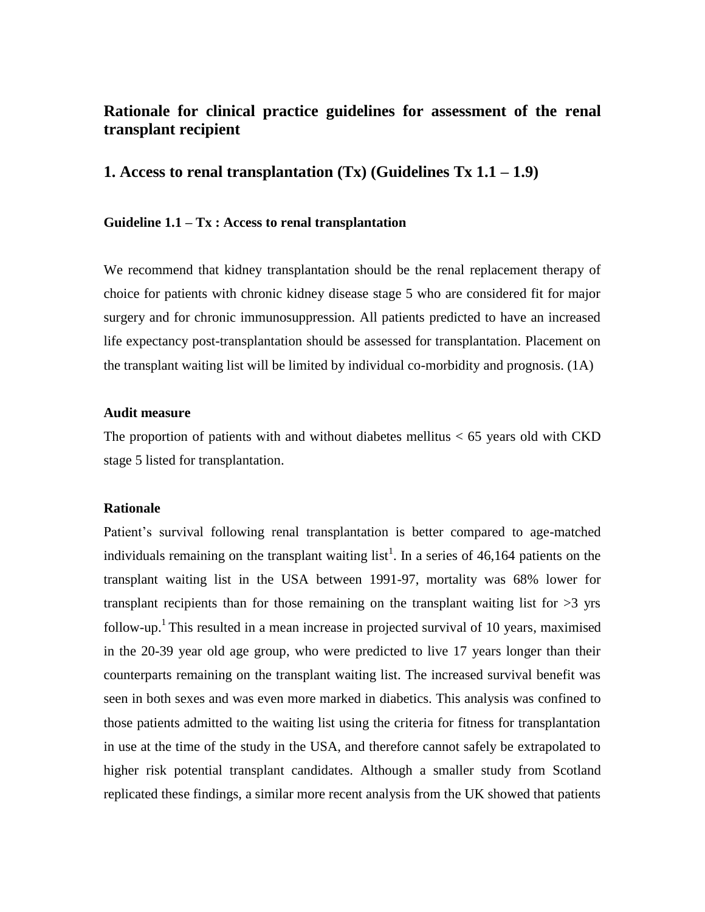## Rationale for clinical practice guidelines for assessment of the renal transplant recipient

## 1. Access to renal transplantation (Tx) (Guidelines Tx 1.1 – 1.9)

### Guideline 1.1 – Tx : Access to renal transplantation

We recommend that kidney transplantation should be the renal replacement therapy of choice for patients with chronic kidney disease stage 5 who are considered fit for major surgery and for chronic immunosuppression. All patients predicted to have an increased life expectancy post-transplantation should be assessed for transplantation. Placement on the transplant waiting list will be limited by individual co-morbidity and prognosis. (1A)

### Audit measure

The proportion of patients with and without diabetes mellitus < 65 years old with CKD stage 5 listed for transplantation.

### Rationale

Patient's survival following renal transplantation is better compared to age-matched individuals remaining on the transplant waiting list[1]. In a series of 46,164 patients on the transplant waiting list in the USA between 1991-97, mortality was 68% lower for transplant recipients than for those remaining on the transplant waiting list for >3 yrs follow-up.[1] This resulted in a mean increase in projected survival of 10 years, maximised in the 20-39 year old age group, who were predicted to live 17 years longer than their counterparts remaining on the transplant waiting list. The increased survival benefit was seen in both sexes and was even more marked in diabetics. This analysis was confined to those patients admitted to the waiting list using the criteria for fitness for transplantation in use at the time of the study in the USA, and therefore cannot safely be extrapolated to higher risk potential transplant candidates. Although a smaller study from Scotland replicated these findings, a similar more recent analysis from the UK showed that patients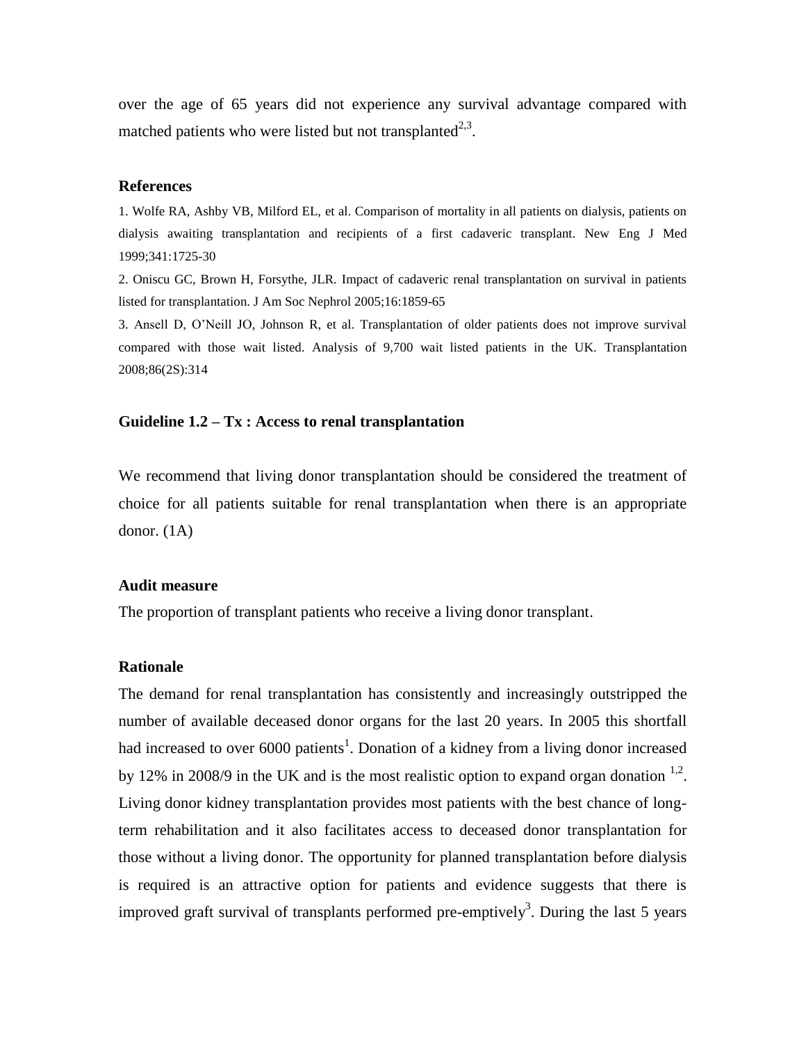over the age of 65 years did not experience any survival advantage compared with matched patients who were listed but not transplanted[2,3].

**References**

1. Wolfe RA, Ashby VB, Milford EL, et al. Comparison of mortality in all patients on dialysis, patients on dialysis awaiting transplantation and recipients of a first cadaveric transplant. New Eng J Med 1999;341:1725-30

2. Oniscu GC, Brown H, Forsythe, JLR. Impact of cadaveric renal transplantation on survival in patients listed for transplantation. J Am Soc Nephrol 2005;16:1859-65

3. Ansell D, O'Neill JO, Johnson R, et al. Transplantation of older patients does not improve survival compared with those wait listed. Analysis of 9,700 wait listed patients in the UK. Transplantation 2008;86(2S):314

### Guideline 1.2 – Tx : Access to renal transplantation

We recommend that living donor transplantation should be considered the treatment of choice for all patients suitable for renal transplantation when there is an appropriate donor. (1A)

**Audit measure**

The proportion of transplant patients who receive a living donor transplant.

**Rationale**

The demand for renal transplantation has consistently and increasingly outstripped the number of available deceased donor organs for the last 20 years. In 2005 this shortfall had increased to over 6000 patients[1]. Donation of a kidney from a living donor increased by 12% in 2008/9 in the UK and is the most realistic option to expand organ donation [1,2]. Living donor kidney transplantation provides most patients with the best chance of long-term rehabilitation and it also facilitates access to deceased donor transplantation for those without a living donor. The opportunity for planned transplantation before dialysis is required is an attractive option for patients and evidence suggests that there is improved graft survival of transplants performed pre-emptively[3]. During the last 5 years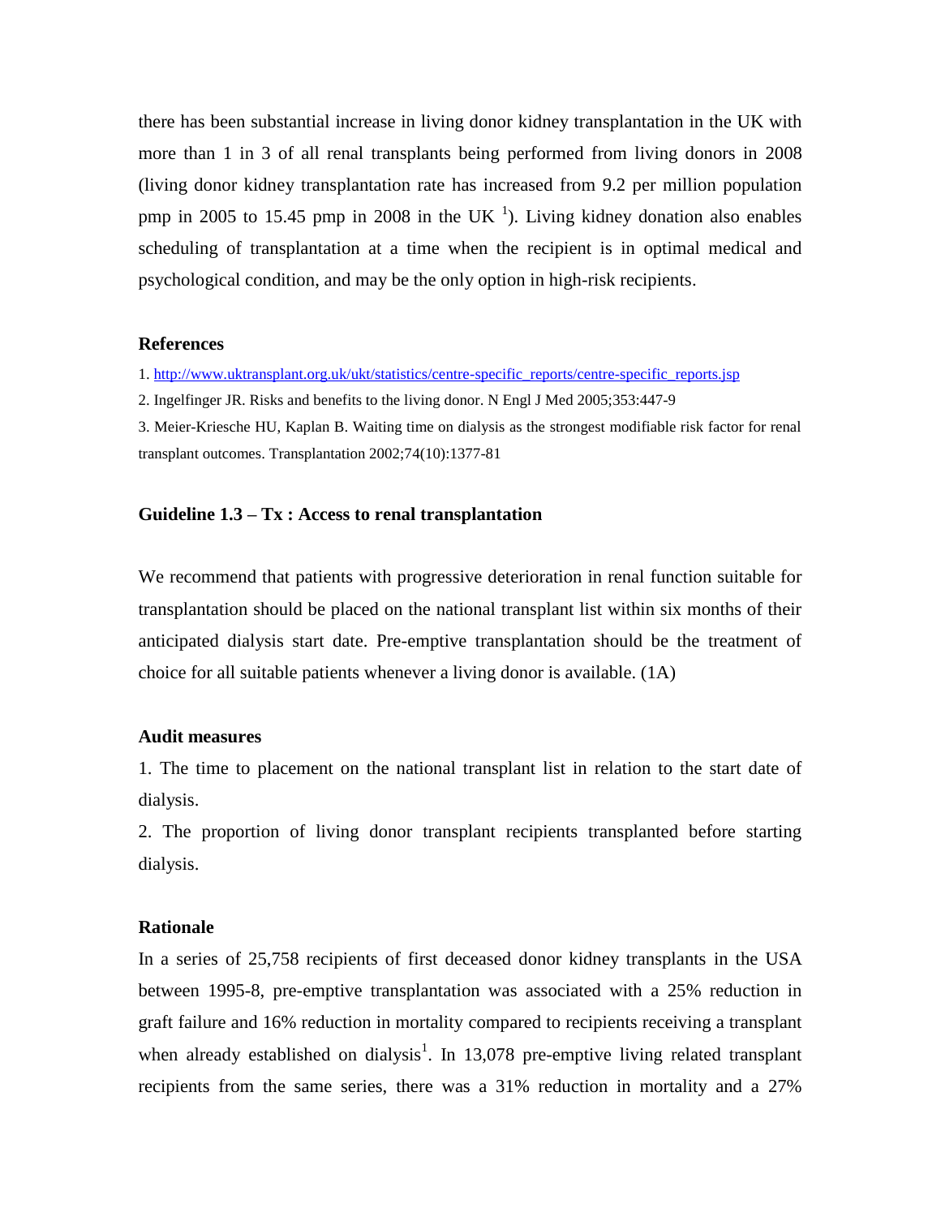there has been substantial increase in living donor kidney transplantation in the UK with more than 1 in 3 of all renal transplants being performed from living donors in 2008 (living donor kidney transplantation rate has increased from 9.2 per million population pmp in 2005 to 15.45 pmp in 2008 in the UK [1]). Living kidney donation also enables scheduling of transplantation at a time when the recipient is in optimal medical and psychological condition, and may be the only option in high-risk recipients.

### References

1. http://www.uktransplant.org.uk/ukt/statistics/centre-specific_reports/centre-specific_reports.jsp

2. Ingelfinger JR. Risks and benefits to the living donor. N Engl J Med 2005;353:447-9

3. Meier-Kriesche HU, Kaplan B. Waiting time on dialysis as the strongest modifiable risk factor for renal transplant outcomes. Transplantation 2002;74(10):1377-81

### Guideline 1.3 – Tx : Access to renal transplantation

We recommend that patients with progressive deterioration in renal function suitable for transplantation should be placed on the national transplant list within six months of their anticipated dialysis start date. Pre-emptive transplantation should be the treatment of choice for all suitable patients whenever a living donor is available. (1A)

### Audit measures

1. The time to placement on the national transplant list in relation to the start date of dialysis.
2. The proportion of living donor transplant recipients transplanted before starting dialysis.

### Rationale

In a series of 25,758 recipients of first deceased donor kidney transplants in the USA between 1995-8, pre-emptive transplantation was associated with a 25% reduction in graft failure and 16% reduction in mortality compared to recipients receiving a transplant when already established on dialysis[1]. In 13,078 pre-emptive living related transplant recipients from the same series, there was a 31% reduction in mortality and a 27%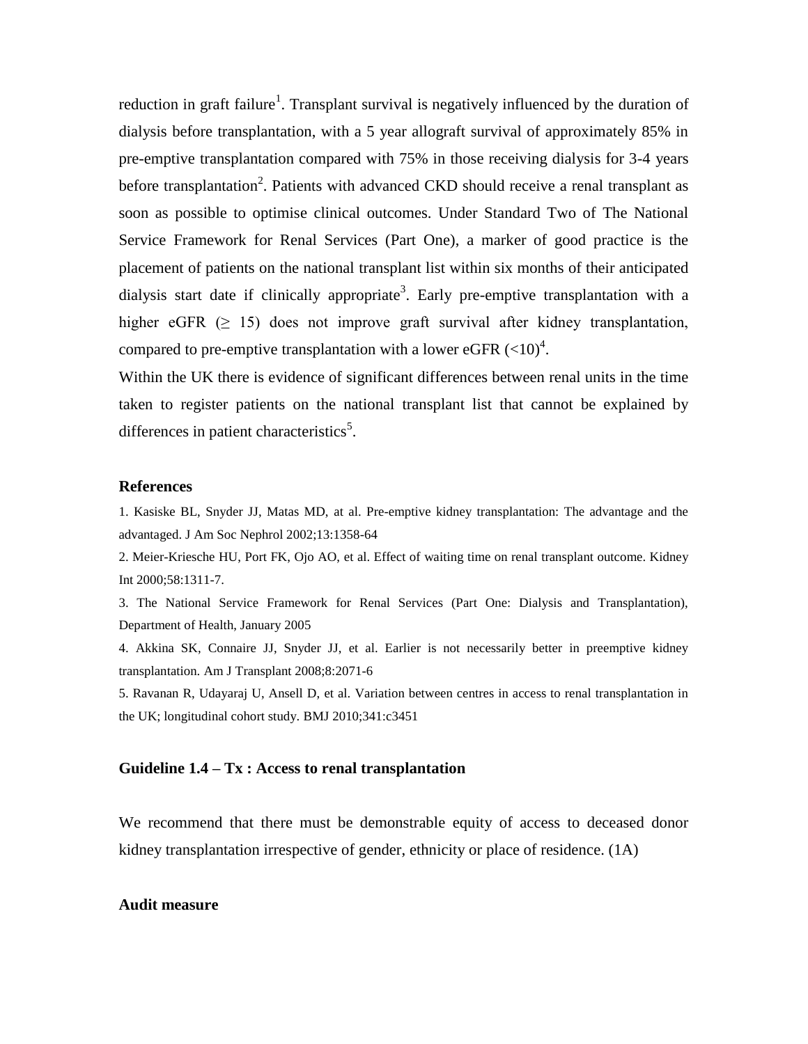reduction in graft failure[1]. Transplant survival is negatively influenced by the duration of dialysis before transplantation, with a 5 year allograft survival of approximately 85% in pre-emptive transplantation compared with 75% in those receiving dialysis for 3-4 years before transplantation[2]. Patients with advanced CKD should receive a renal transplant as soon as possible to optimise clinical outcomes. Under Standard Two of The National Service Framework for Renal Services (Part One), a marker of good practice is the placement of patients on the national transplant list within six months of their anticipated dialysis start date if clinically appropriate[3]. Early pre-emptive transplantation with a higher eGFR ($\geq$ 15) does not improve graft survival after kidney transplantation, compared to pre-emptive transplantation with a lower eGFR (<10)[4].

Within the UK there is evidence of significant differences between renal units in the time taken to register patients on the national transplant list that cannot be explained by differences in patient characteristics[5].

### References

1. Kasiske BL, Snyder JJ, Matas MD, at al. Pre-emptive kidney transplantation: The advantage and the advantaged. J Am Soc Nephrol 2002;13:1358-64
2. Meier-Kriesche HU, Port FK, Ojo AO, et al. Effect of waiting time on renal transplant outcome. Kidney Int 2000;58:1311-7.
3. The National Service Framework for Renal Services (Part One: Dialysis and Transplantation), Department of Health, January 2005
4. Akkina SK, Connaire JJ, Snyder JJ, et al. Earlier is not necessarily better in preemptive kidney transplantation. Am J Transplant 2008;8:2071-6
5. Ravanan R, Udayaraj U, Ansell D, et al. Variation between centres in access to renal transplantation in the UK; longitudinal cohort study. BMJ 2010;341:c3451

### Guideline 1.4 – Tx : Access to renal transplantation

We recommend that there must be demonstrable equity of access to deceased donor kidney transplantation irrespective of gender, ethnicity or place of residence. (1A)

### Audit measure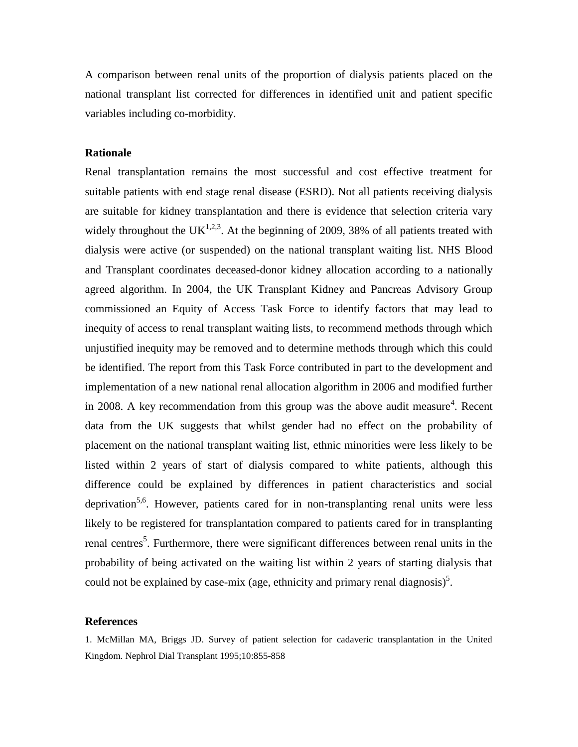A comparison between renal units of the proportion of dialysis patients placed on the national transplant list corrected for differences in identified unit and patient specific variables including co-morbidity.

## Rationale

Renal transplantation remains the most successful and cost effective treatment for suitable patients with end stage renal disease (ESRD). Not all patients receiving dialysis are suitable for kidney transplantation and there is evidence that selection criteria vary widely throughout the UK[1,2,3]. At the beginning of 2009, 38% of all patients treated with dialysis were active (or suspended) on the national transplant waiting list. NHS Blood and Transplant coordinates deceased-donor kidney allocation according to a nationally agreed algorithm. In 2004, the UK Transplant Kidney and Pancreas Advisory Group commissioned an Equity of Access Task Force to identify factors that may lead to inequity of access to renal transplant waiting lists, to recommend methods through which unjustified inequity may be removed and to determine methods through which this could be identified. The report from this Task Force contributed in part to the development and implementation of a new national renal allocation algorithm in 2006 and modified further in 2008. A key recommendation from this group was the above audit measure[4]. Recent data from the UK suggests that whilst gender had no effect on the probability of placement on the national transplant waiting list, ethnic minorities were less likely to be listed within 2 years of start of dialysis compared to white patients, although this difference could be explained by differences in patient characteristics and social deprivation[5,6]. However, patients cared for in non-transplanting renal units were less likely to be registered for transplantation compared to patients cared for in transplanting renal centres[5]. Furthermore, there were significant differences between renal units in the probability of being activated on the waiting list within 2 years of starting dialysis that could not be explained by case-mix (age, ethnicity and primary renal diagnosis)[5].

## References

1. McMillan MA, Briggs JD. Survey of patient selection for cadaveric transplantation in the United Kingdom. Nephrol Dial Transplant 1995;10:855-858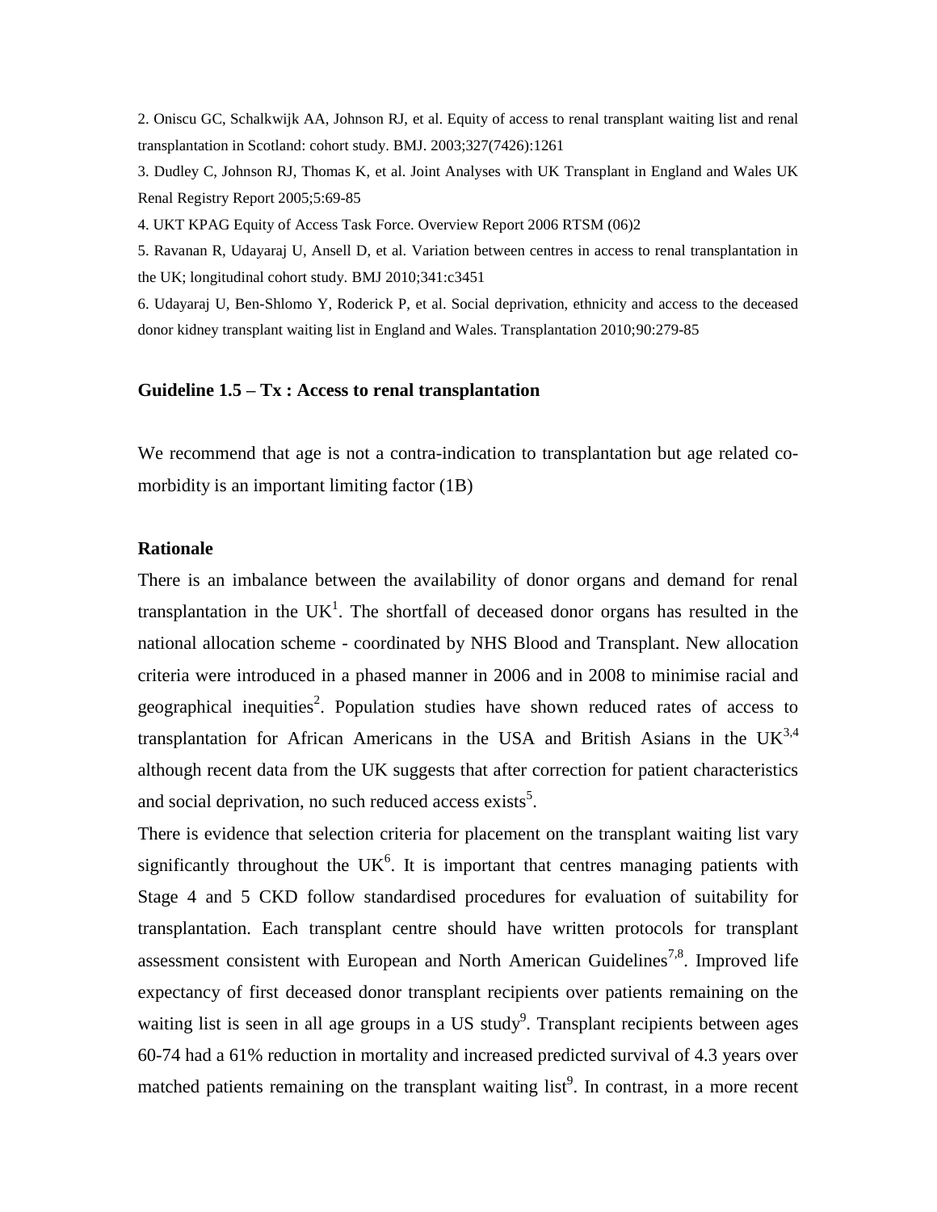2. Oniscu GC, Schalkwijk AA, Johnson RJ, et al. Equity of access to renal transplant waiting list and renal transplantation in Scotland: cohort study. BMJ. 2003;327(7426):1261

3. Dudley C, Johnson RJ, Thomas K, et al. Joint Analyses with UK Transplant in England and Wales UK Renal Registry Report 2005;5:69-85

4. UKT KPAG Equity of Access Task Force. Overview Report 2006 RTSM (06)2

5. Ravanan R, Udayaraj U, Ansell D, et al. Variation between centres in access to renal transplantation in the UK; longitudinal cohort study. BMJ 2010;341:c3451

6. Udayaraj U, Ben-Shlomo Y, Roderick P, et al. Social deprivation, ethnicity and access to the deceased donor kidney transplant waiting list in England and Wales. Transplantation 2010;90:279-85

### Guideline 1.5 – Tx : Access to renal transplantation

We recommend that age is not a contra-indication to transplantation but age related co-morbidity is an important limiting factor (1B)

#### Rationale

There is an imbalance between the availability of donor organs and demand for renal transplantation in the UK[1]. The shortfall of deceased donor organs has resulted in the national allocation scheme - coordinated by NHS Blood and Transplant. New allocation criteria were introduced in a phased manner in 2006 and in 2008 to minimise racial and geographical inequities[2]. Population studies have shown reduced rates of access to transplantation for African Americans in the USA and British Asians in the UK[3,4] although recent data from the UK suggests that after correction for patient characteristics and social deprivation, no such reduced access exists[5].

There is evidence that selection criteria for placement on the transplant waiting list vary significantly throughout the UK[6]. It is important that centres managing patients with Stage 4 and 5 CKD follow standardised procedures for evaluation of suitability for transplantation. Each transplant centre should have written protocols for transplant assessment consistent with European and North American Guidelines[7,8]. Improved life expectancy of first deceased donor transplant recipients over patients remaining on the waiting list is seen in all age groups in a US study[9]. Transplant recipients between ages 60-74 had a 61% reduction in mortality and increased predicted survival of 4.3 years over matched patients remaining on the transplant waiting list[9]. In contrast, in a more recent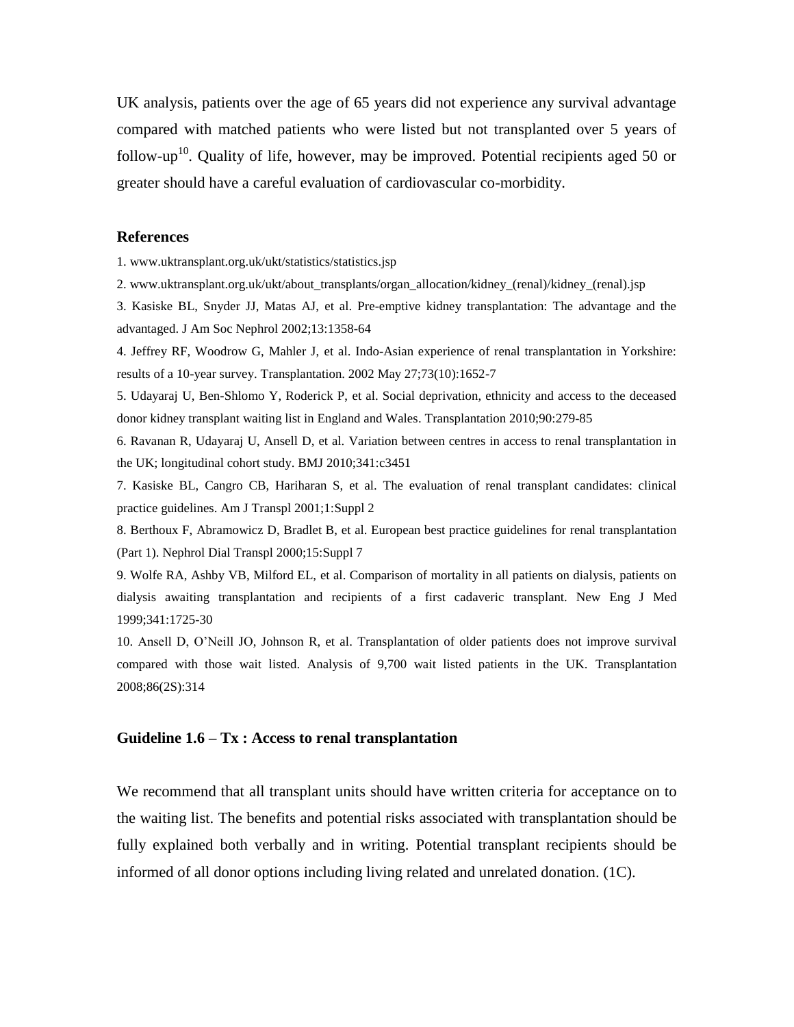UK analysis, patients over the age of 65 years did not experience any survival advantage compared with matched patients who were listed but not transplanted over 5 years of follow-up[10]. Quality of life, however, may be improved. Potential recipients aged 50 or greater should have a careful evaluation of cardiovascular co-morbidity.

### References

1. www.uktransplant.org.uk/ukt/statistics/statistics.jsp
2. www.uktransplant.org.uk/ukt/about_transplants/organ_allocation/kidney_(renal)/kidney_(renal).jsp
3. Kasiske BL, Snyder JJ, Matas AJ, et al. Pre-emptive kidney transplantation: The advantage and the advantaged. J Am Soc Nephrol 2002;13:1358-64
4. Jeffrey RF, Woodrow G, Mahler J, et al. Indo-Asian experience of renal transplantation in Yorkshire: results of a 10-year survey. Transplantation. 2002 May 27;73(10):1652-7
5. Udayaraj U, Ben-Shlomo Y, Roderick P, et al. Social deprivation, ethnicity and access to the deceased donor kidney transplant waiting list in England and Wales. Transplantation 2010;90:279-85
6. Ravanan R, Udayaraj U, Ansell D, et al. Variation between centres in access to renal transplantation in the UK; longitudinal cohort study. BMJ 2010;341:c3451
7. Kasiske BL, Cangro CB, Hariharan S, et al. The evaluation of renal transplant candidates: clinical practice guidelines. Am J Transpl 2001;1:Suppl 2
8. Berthoux F, Abramowicz D, Bradlet B, et al. European best practice guidelines for renal transplantation (Part 1). Nephrol Dial Transpl 2000;15:Suppl 7
9. Wolfe RA, Ashby VB, Milford EL, et al. Comparison of mortality in all patients on dialysis, patients on dialysis awaiting transplantation and recipients of a first cadaveric transplant. New Eng J Med 1999;341:1725-30
10. Ansell D, O'Neill JO, Johnson R, et al. Transplantation of older patients does not improve survival compared with those wait listed. Analysis of 9,700 wait listed patients in the UK. Transplantation 2008;86(2S):314

### Guideline 1.6 – Tx : Access to renal transplantation

We recommend that all transplant units should have written criteria for acceptance on to the waiting list. The benefits and potential risks associated with transplantation should be fully explained both verbally and in writing. Potential transplant recipients should be informed of all donor options including living related and unrelated donation. (1C).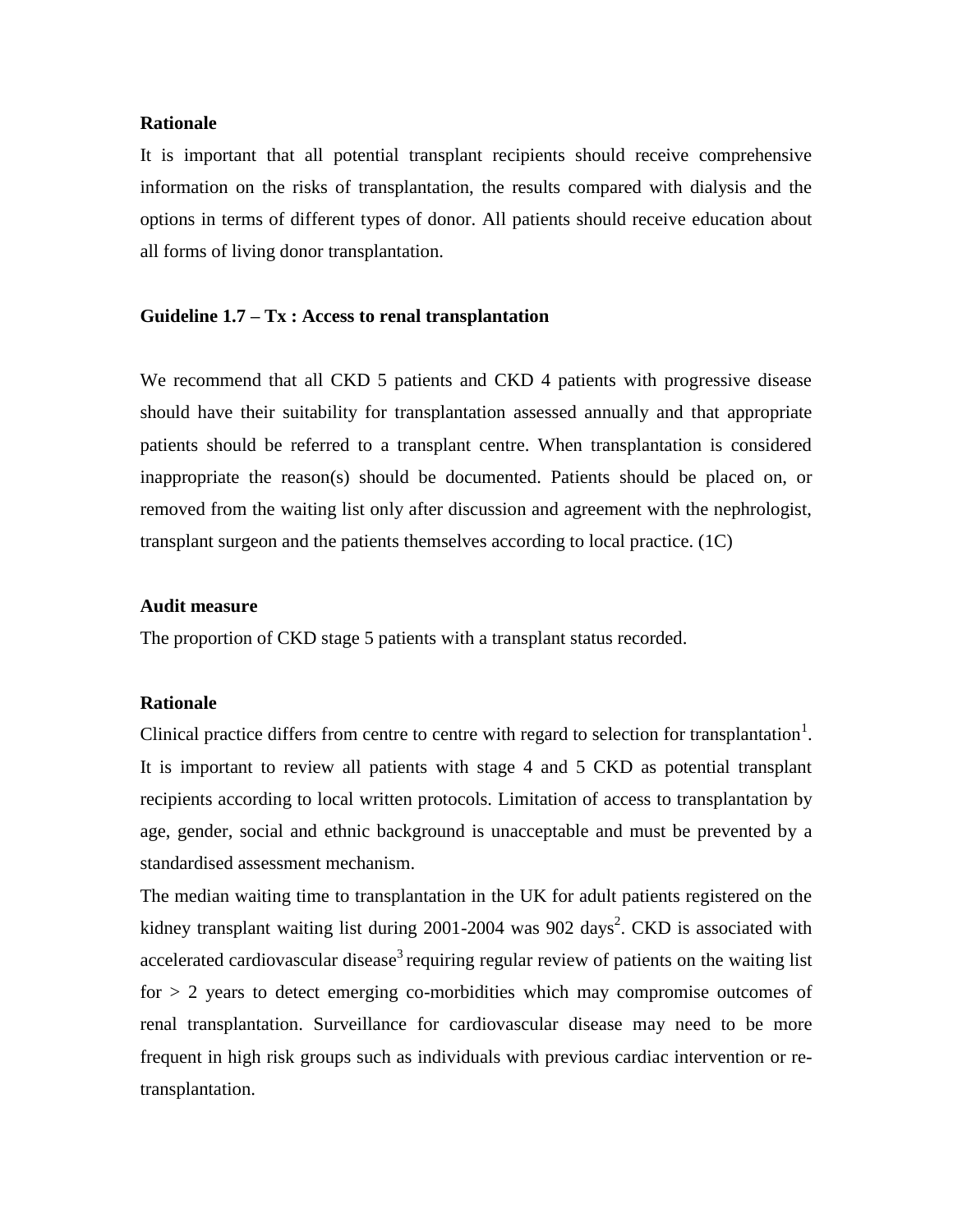**Rationale**

It is important that all potential transplant recipients should receive comprehensive information on the risks of transplantation, the results compared with dialysis and the options in terms of different types of donor. All patients should receive education about all forms of living donor transplantation.

**Guideline 1.7 – Tx : Access to renal transplantation**

We recommend that all CKD 5 patients and CKD 4 patients with progressive disease should have their suitability for transplantation assessed annually and that appropriate patients should be referred to a transplant centre. When transplantation is considered inappropriate the reason(s) should be documented. Patients should be placed on, or removed from the waiting list only after discussion and agreement with the nephrologist, transplant surgeon and the patients themselves according to local practice. (1C)

**Audit measure**

The proportion of CKD stage 5 patients with a transplant status recorded.

**Rationale**

Clinical practice differs from centre to centre with regard to selection for transplantation[1]. It is important to review all patients with stage 4 and 5 CKD as potential transplant recipients according to local written protocols. Limitation of access to transplantation by age, gender, social and ethnic background is unacceptable and must be prevented by a standardised assessment mechanism.

The median waiting time to transplantation in the UK for adult patients registered on the kidney transplant waiting list during 2001-2004 was 902 days[2]. CKD is associated with accelerated cardiovascular disease[3] requiring regular review of patients on the waiting list for > 2 years to detect emerging co-morbidities which may compromise outcomes of renal transplantation. Surveillance for cardiovascular disease may need to be more frequent in high risk groups such as individuals with previous cardiac intervention or re-transplantation.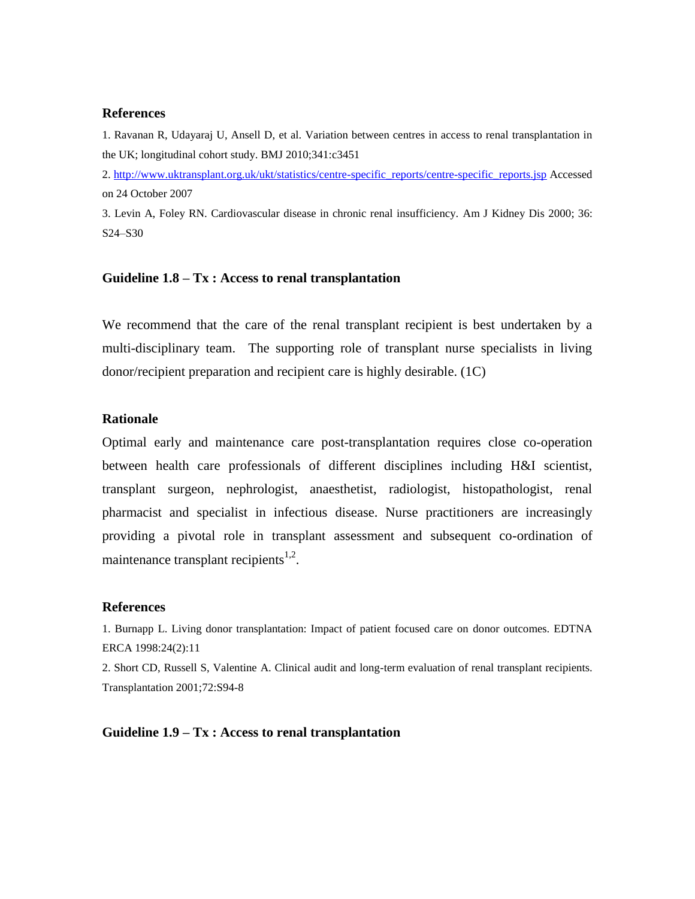## References

1. Ravanan R, Udayaraj U, Ansell D, et al. Variation between centres in access to renal transplantation in the UK; longitudinal cohort study. BMJ 2010;341:c3451

2. http://www.uktransplant.org.uk/ukt/statistics/centre-specific_reports/centre-specific_reports.jsp Accessed on 24 October 2007

3. Levin A, Foley RN. Cardiovascular disease in chronic renal insufficiency. Am J Kidney Dis 2000; 36: S24–S30

## Guideline 1.8 – Tx : Access to renal transplantation

We recommend that the care of the renal transplant recipient is best undertaken by a multi-disciplinary team. The supporting role of transplant nurse specialists in living donor/recipient preparation and recipient care is highly desirable. (1C)

### Rationale

Optimal early and maintenance care post-transplantation requires close co-operation between health care professionals of different disciplines including H&I scientist, transplant surgeon, nephrologist, anaesthetist, radiologist, histopathologist, renal pharmacist and specialist in infectious disease. Nurse practitioners are increasingly providing a pivotal role in transplant assessment and subsequent co-ordination of maintenance transplant recipients[1,2].

### References

1. Burnapp L. Living donor transplantation: Impact of patient focused care on donor outcomes. EDTNA ERCA 1998:24(2):11

2. Short CD, Russell S, Valentine A. Clinical audit and long-term evaluation of renal transplant recipients. Transplantation 2001;72:S94-8

## Guideline 1.9 – Tx : Access to renal transplantation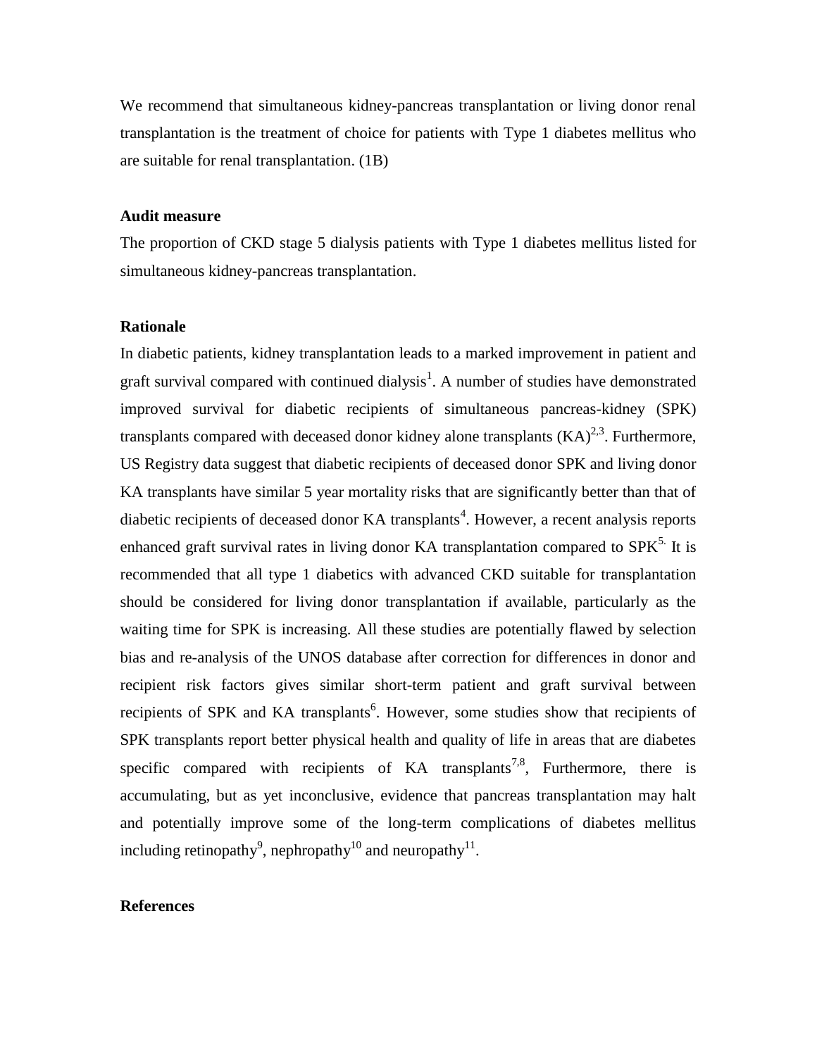We recommend that simultaneous kidney-pancreas transplantation or living donor renal transplantation is the treatment of choice for patients with Type 1 diabetes mellitus who are suitable for renal transplantation. (1B)

**Audit measure**

The proportion of CKD stage 5 dialysis patients with Type 1 diabetes mellitus listed for simultaneous kidney-pancreas transplantation.

**Rationale**

In diabetic patients, kidney transplantation leads to a marked improvement in patient and graft survival compared with continued dialysis[1]. A number of studies have demonstrated improved survival for diabetic recipients of simultaneous pancreas-kidney (SPK) transplants compared with deceased donor kidney alone transplants (KA)[2,3]. Furthermore, US Registry data suggest that diabetic recipients of deceased donor SPK and living donor KA transplants have similar 5 year mortality risks that are significantly better than that of diabetic recipients of deceased donor KA transplants[4]. However, a recent analysis reports enhanced graft survival rates in living donor KA transplantation compared to SPK[5.] It is recommended that all type 1 diabetics with advanced CKD suitable for transplantation should be considered for living donor transplantation if available, particularly as the waiting time for SPK is increasing. All these studies are potentially flawed by selection bias and re-analysis of the UNOS database after correction for differences in donor and recipient risk factors gives similar short-term patient and graft survival between recipients of SPK and KA transplants[6]. However, some studies show that recipients of SPK transplants report better physical health and quality of life in areas that are diabetes specific compared with recipients of KA transplants[7,8], Furthermore, there is accumulating, but as yet inconclusive, evidence that pancreas transplantation may halt and potentially improve some of the long-term complications of diabetes mellitus including retinopathy[9], nephropathy[10] and neuropathy[11].

**References**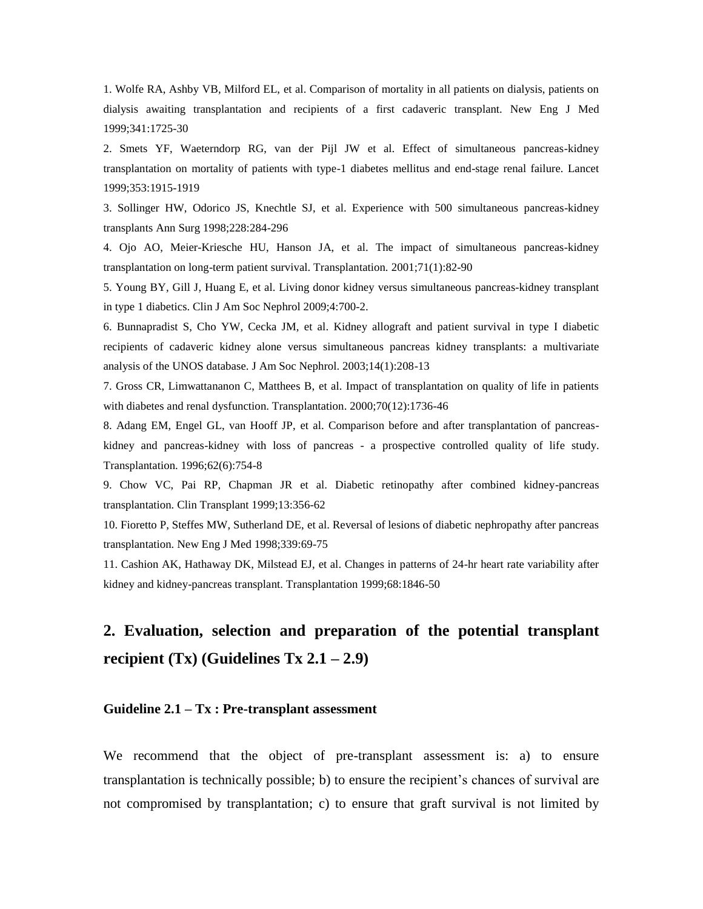1. Wolfe RA, Ashby VB, Milford EL, et al. Comparison of mortality in all patients on dialysis, patients on dialysis awaiting transplantation and recipients of a first cadaveric transplant. New Eng J Med 1999;341:1725-30

2. Smets YF, Waeterndorp RG, van der Pijl JW et al. Effect of simultaneous pancreas-kidney transplantation on mortality of patients with type-1 diabetes mellitus and end-stage renal failure. Lancet 1999;353:1915-1919

3. Sollinger HW, Odorico JS, Knechtle SJ, et al. Experience with 500 simultaneous pancreas-kidney transplants Ann Surg 1998;228:284-296

4. Ojo AO, Meier-Kriesche HU, Hanson JA, et al. The impact of simultaneous pancreas-kidney transplantation on long-term patient survival. Transplantation. 2001;71(1):82-90

5. Young BY, Gill J, Huang E, et al. Living donor kidney versus simultaneous pancreas-kidney transplant in type 1 diabetics. Clin J Am Soc Nephrol 2009;4:700-2.

6. Bunnapradist S, Cho YW, Cecka JM, et al. Kidney allograft and patient survival in type I diabetic recipients of cadaveric kidney alone versus simultaneous pancreas kidney transplants: a multivariate analysis of the UNOS database. J Am Soc Nephrol. 2003;14(1):208-13

7. Gross CR, Limwattananon C, Matthees B, et al. Impact of transplantation on quality of life in patients with diabetes and renal dysfunction. Transplantation. 2000;70(12):1736-46

8. Adang EM, Engel GL, van Hooff JP, et al. Comparison before and after transplantation of pancreas-kidney and pancreas-kidney with loss of pancreas - a prospective controlled quality of life study. Transplantation. 1996;62(6):754-8

9. Chow VC, Pai RP, Chapman JR et al. Diabetic retinopathy after combined kidney-pancreas transplantation. Clin Transplant 1999;13:356-62

10. Fioretto P, Steffes MW, Sutherland DE, et al. Reversal of lesions of diabetic nephropathy after pancreas transplantation. New Eng J Med 1998;339:69-75

11. Cashion AK, Hathaway DK, Milstead EJ, et al. Changes in patterns of 24-hr heart rate variability after kidney and kidney-pancreas transplant. Transplantation 1999;68:1846-50

## 2. Evaluation, selection and preparation of the potential transplant recipient (Tx) (Guidelines Tx 2.1 – 2.9)

### Guideline 2.1 – Tx : Pre-transplant assessment

We recommend that the object of pre-transplant assessment is: a) to ensure transplantation is technically possible; b) to ensure the recipient's chances of survival are not compromised by transplantation; c) to ensure that graft survival is not limited by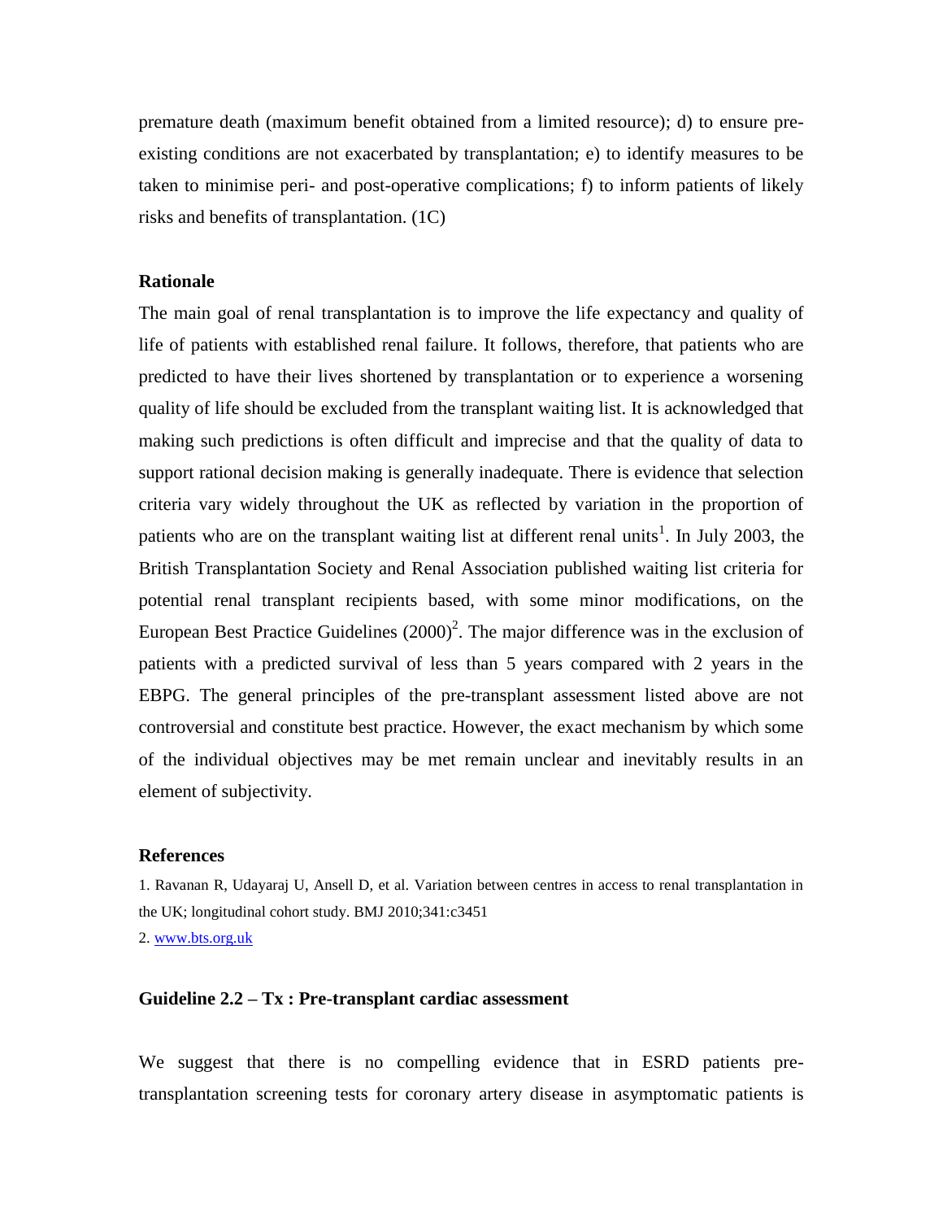premature death (maximum benefit obtained from a limited resource); d) to ensure pre-existing conditions are not exacerbated by transplantation; e) to identify measures to be taken to minimise peri- and post-operative complications; f) to inform patients of likely risks and benefits of transplantation. (1C)

**Rationale**

The main goal of renal transplantation is to improve the life expectancy and quality of life of patients with established renal failure. It follows, therefore, that patients who are predicted to have their lives shortened by transplantation or to experience a worsening quality of life should be excluded from the transplant waiting list. It is acknowledged that making such predictions is often difficult and imprecise and that the quality of data to support rational decision making is generally inadequate. There is evidence that selection criteria vary widely throughout the UK as reflected by variation in the proportion of patients who are on the transplant waiting list at different renal units[1]. In July 2003, the British Transplantation Society and Renal Association published waiting list criteria for potential renal transplant recipients based, with some minor modifications, on the European Best Practice Guidelines (2000)[2]. The major difference was in the exclusion of patients with a predicted survival of less than 5 years compared with 2 years in the EBPG. The general principles of the pre-transplant assessment listed above are not controversial and constitute best practice. However, the exact mechanism by which some of the individual objectives may be met remain unclear and inevitably results in an element of subjectivity.

**References**

1. Ravanan R, Udayaraj U, Ansell D, et al. Variation between centres in access to renal transplantation in the UK; longitudinal cohort study. BMJ 2010;341:c3451
2. [www.bts.org.uk](http://www.bts.org.uk)

**Guideline 2.2 – Tx : Pre-transplant cardiac assessment**

We suggest that there is no compelling evidence that in ESRD patients pre-transplantation screening tests for coronary artery disease in asymptomatic patients is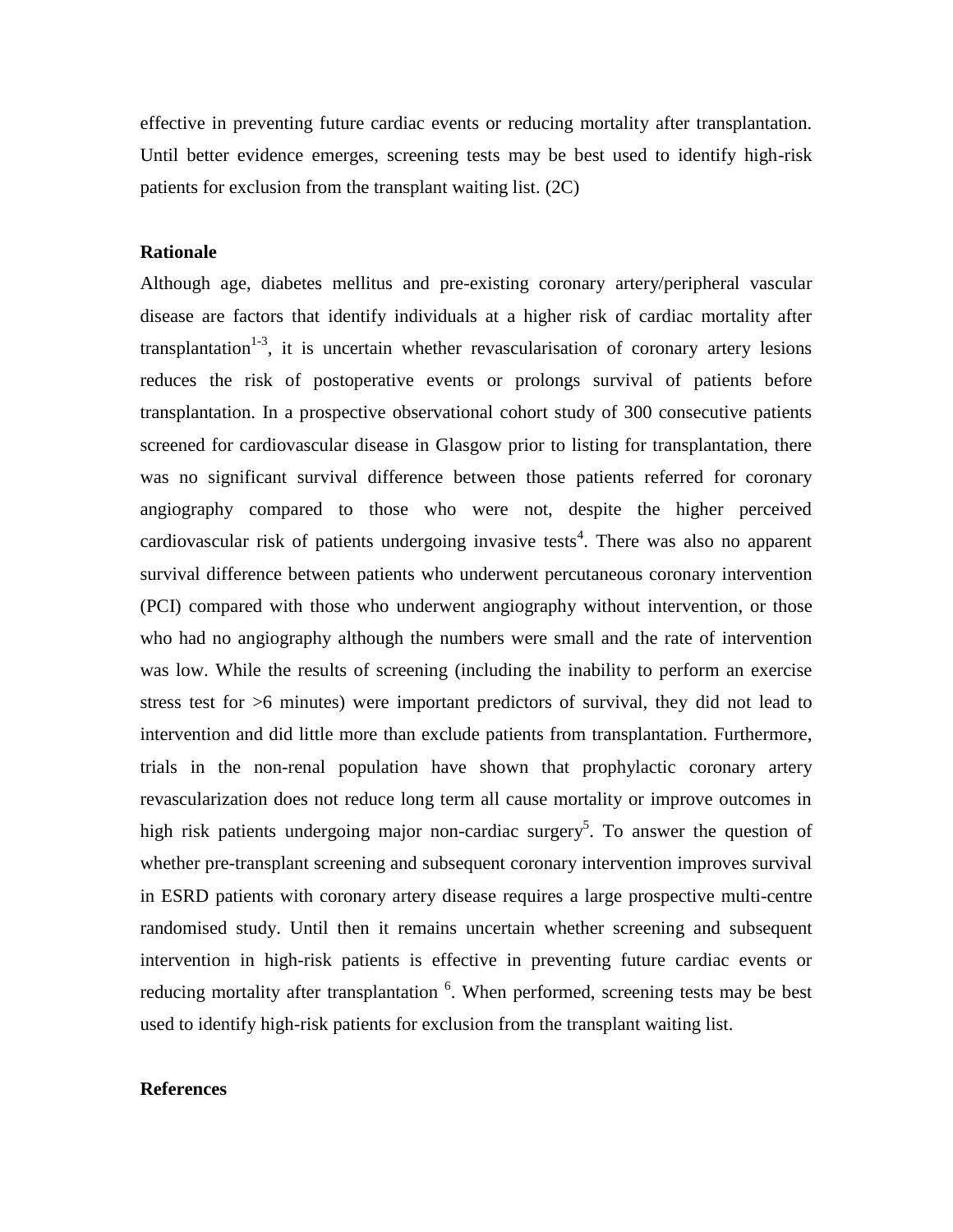effective in preventing future cardiac events or reducing mortality after transplantation. Until better evidence emerges, screening tests may be best used to identify high-risk patients for exclusion from the transplant waiting list. (2C)

**Rationale**

Although age, diabetes mellitus and pre-existing coronary artery/peripheral vascular disease are factors that identify individuals at a higher risk of cardiac mortality after transplantation[1-3], it is uncertain whether revascularisation of coronary artery lesions reduces the risk of postoperative events or prolongs survival of patients before transplantation. In a prospective observational cohort study of 300 consecutive patients screened for cardiovascular disease in Glasgow prior to listing for transplantation, there was no significant survival difference between those patients referred for coronary angiography compared to those who were not, despite the higher perceived cardiovascular risk of patients undergoing invasive tests[4]. There was also no apparent survival difference between patients who underwent percutaneous coronary intervention (PCI) compared with those who underwent angiography without intervention, or those who had no angiography although the numbers were small and the rate of intervention was low. While the results of screening (including the inability to perform an exercise stress test for >6 minutes) were important predictors of survival, they did not lead to intervention and did little more than exclude patients from transplantation. Furthermore, trials in the non-renal population have shown that prophylactic coronary artery revascularization does not reduce long term all cause mortality or improve outcomes in high risk patients undergoing major non-cardiac surgery[5]. To answer the question of whether pre-transplant screening and subsequent coronary intervention improves survival in ESRD patients with coronary artery disease requires a large prospective multi-centre randomised study. Until then it remains uncertain whether screening and subsequent intervention in high-risk patients is effective in preventing future cardiac events or reducing mortality after transplantation [6]. When performed, screening tests may be best used to identify high-risk patients for exclusion from the transplant waiting list.

**References**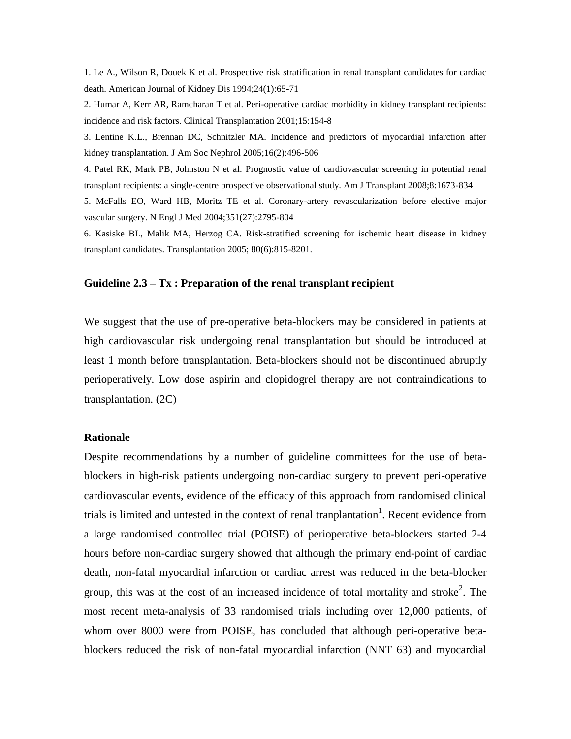1. Le A., Wilson R, Douek K et al. Prospective risk stratification in renal transplant candidates for cardiac death. American Journal of Kidney Dis 1994;24(1):65-71

2. Humar A, Kerr AR, Ramcharan T et al. Peri-operative cardiac morbidity in kidney transplant recipients: incidence and risk factors. Clinical Transplantation 2001;15:154-8

3. Lentine K.L., Brennan DC, Schnitzler MA. Incidence and predictors of myocardial infarction after kidney transplantation. J Am Soc Nephrol 2005;16(2):496-506

4. Patel RK, Mark PB, Johnston N et al. Prognostic value of cardiovascular screening in potential renal transplant recipients: a single-centre prospective observational study. Am J Transplant 2008;8:1673-834

5. McFalls EO, Ward HB, Moritz TE et al. Coronary-artery revascularization before elective major vascular surgery. N Engl J Med 2004;351(27):2795-804

6. Kasiske BL, Malik MA, Herzog CA. Risk-stratified screening for ischemic heart disease in kidney transplant candidates. Transplantation 2005; 80(6):815-8201.

### Guideline 2.3 – Tx : Preparation of the renal transplant recipient

We suggest that the use of pre-operative beta-blockers may be considered in patients at high cardiovascular risk undergoing renal transplantation but should be introduced at least 1 month before transplantation. Beta-blockers should not be discontinued abruptly perioperatively. Low dose aspirin and clopidogrel therapy are not contraindications to transplantation. (2C)

#### Rationale

Despite recommendations by a number of guideline committees for the use of beta-blockers in high-risk patients undergoing non-cardiac surgery to prevent peri-operative cardiovascular events, evidence of the efficacy of this approach from randomised clinical trials is limited and untested in the context of renal tranplantation[1]. Recent evidence from a large randomised controlled trial (POISE) of perioperative beta-blockers started 2-4 hours before non-cardiac surgery showed that although the primary end-point of cardiac death, non-fatal myocardial infarction or cardiac arrest was reduced in the beta-blocker group, this was at the cost of an increased incidence of total mortality and stroke[2]. The most recent meta-analysis of 33 randomised trials including over 12,000 patients, of whom over 8000 were from POISE, has concluded that although peri-operative beta-blockers reduced the risk of non-fatal myocardial infarction (NNT 63) and myocardial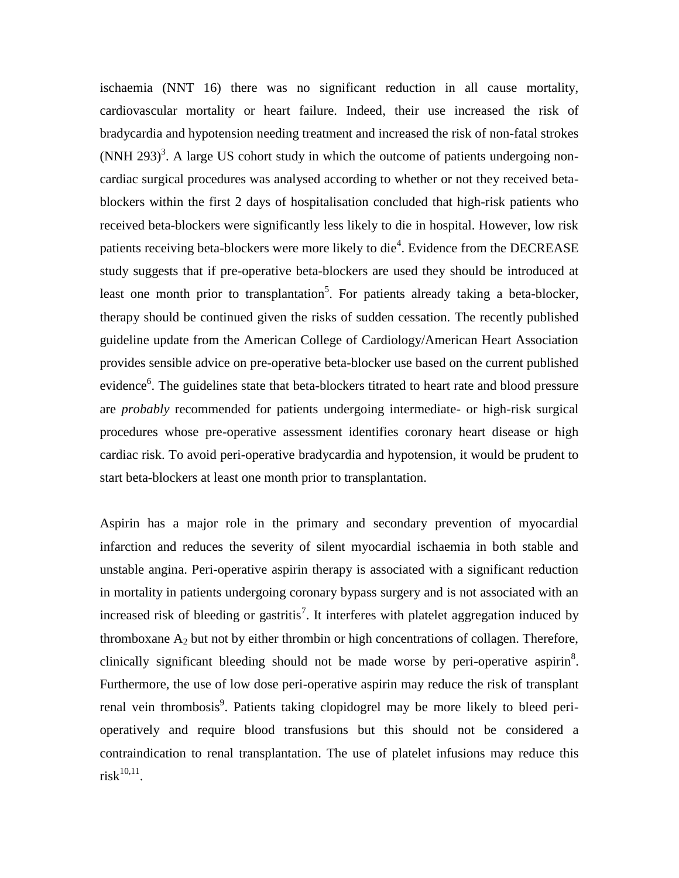ischaemia (NNT 16) there was no significant reduction in all cause mortality, cardiovascular mortality or heart failure. Indeed, their use increased the risk of bradycardia and hypotension needing treatment and increased the risk of non-fatal strokes (NNH 293)[3]. A large US cohort study in which the outcome of patients undergoing non-cardiac surgical procedures was analysed according to whether or not they received beta-blockers within the first 2 days of hospitalisation concluded that high-risk patients who received beta-blockers were significantly less likely to die in hospital. However, low risk patients receiving beta-blockers were more likely to die[4]. Evidence from the DECREASE study suggests that if pre-operative beta-blockers are used they should be introduced at least one month prior to transplantation[5]. For patients already taking a beta-blocker, therapy should be continued given the risks of sudden cessation. The recently published guideline update from the American College of Cardiology/American Heart Association provides sensible advice on pre-operative beta-blocker use based on the current published evidence[6]. The guidelines state that beta-blockers titrated to heart rate and blood pressure are *probably* recommended for patients undergoing intermediate- or high-risk surgical procedures whose pre-operative assessment identifies coronary heart disease or high cardiac risk. To avoid peri-operative bradycardia and hypotension, it would be prudent to start beta-blockers at least one month prior to transplantation.

Aspirin has a major role in the primary and secondary prevention of myocardial infarction and reduces the severity of silent myocardial ischaemia in both stable and unstable angina. Peri-operative aspirin therapy is associated with a significant reduction in mortality in patients undergoing coronary bypass surgery and is not associated with an increased risk of bleeding or gastritis[7]. It interferes with platelet aggregation induced by thromboxane $A_2$ but not by either thrombin or high concentrations of collagen. Therefore, clinically significant bleeding should not be made worse by peri-operative aspirin[8]. Furthermore, the use of low dose peri-operative aspirin may reduce the risk of transplant renal vein thrombosis[9]. Patients taking clopidogrel may be more likely to bleed peri-operatively and require blood transfusions but this should not be considered a contraindication to renal transplantation. The use of platelet infusions may reduce this risk[10,11].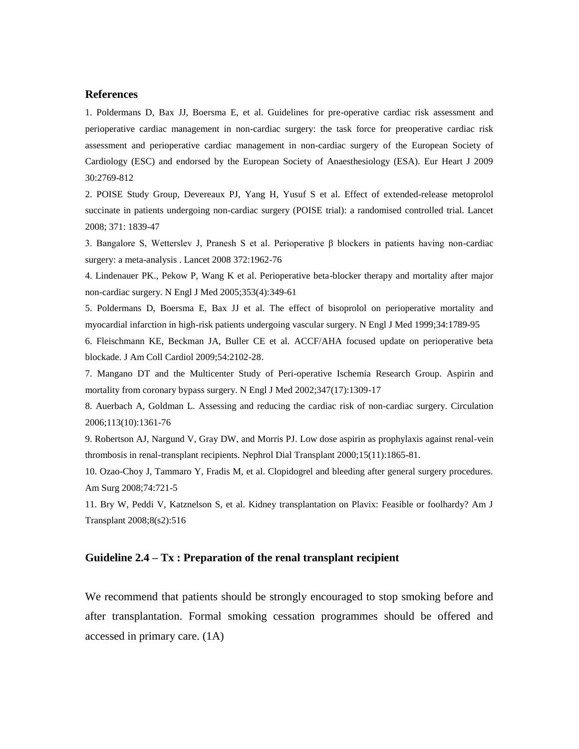### References

1. Poldermans D, Bax JJ, Boersma E, et al. Guidelines for pre-operative cardiac risk assessment and perioperative cardiac management in non-cardiac surgery: the task force for preoperative cardiac risk assessment and perioperative cardiac management in non-cardiac surgery of the European Society of Cardiology (ESC) and endorsed by the European Society of Anaesthesiology (ESA). Eur Heart J 2009 30:2769-812

2. POISE Study Group, Devereaux PJ, Yang H, Yusuf S et al. Effect of extended-release metoprolol succinate in patients undergoing non-cardiac surgery (POISE trial): a randomised controlled trial. Lancet 2008; 371: 1839-47

3. Bangalore S, Wetterslev J, Pranesh S et al. Perioperative β blockers in patients having non-cardiac surgery: a meta-analysis . Lancet 2008 372:1962-76

4. Lindenauer PK., Pekow P, Wang K et al. Perioperative beta-blocker therapy and mortality after major non-cardiac surgery. N Engl J Med 2005;353(4):349-61

5. Poldermans D, Boersma E, Bax JJ et al. The effect of bisoprolol on perioperative mortality and myocardial infarction in high-risk patients undergoing vascular surgery. N Engl J Med 1999;34:1789-95

6. Fleischmann KE, Beckman JA, Buller CE et al. ACCF/AHA focused update on perioperative beta blockade. J Am Coll Cardiol 2009;54:2102-28.

7. Mangano DT and the Multicenter Study of Peri-operative Ischemia Research Group. Aspirin and mortality from coronary bypass surgery. N Engl J Med 2002;347(17):1309-17

8. Auerbach A, Goldman L. Assessing and reducing the cardiac risk of non-cardiac surgery. Circulation 2006;113(10):1361-76

9. Robertson AJ, Nargund V, Gray DW, and Morris PJ. Low dose aspirin as prophylaxis against renal-vein thrombosis in renal-transplant recipients. Nephrol Dial Transplant 2000;15(11):1865-81.

10. Ozao-Choy J, Tammaro Y, Fradis M, et al. Clopidogrel and bleeding after general surgery procedures. Am Surg 2008;74:721-5

11. Bry W, Peddi V, Katznelson S, et al. Kidney transplantation on Plavix: Feasible or foolhardy? Am J Transplant 2008;8(s2):516

### Guideline 2.4 – Tx : Preparation of the renal transplant recipient

We recommend that patients should be strongly encouraged to stop smoking before and after transplantation. Formal smoking cessation programmes should be offered and accessed in primary care. (1A)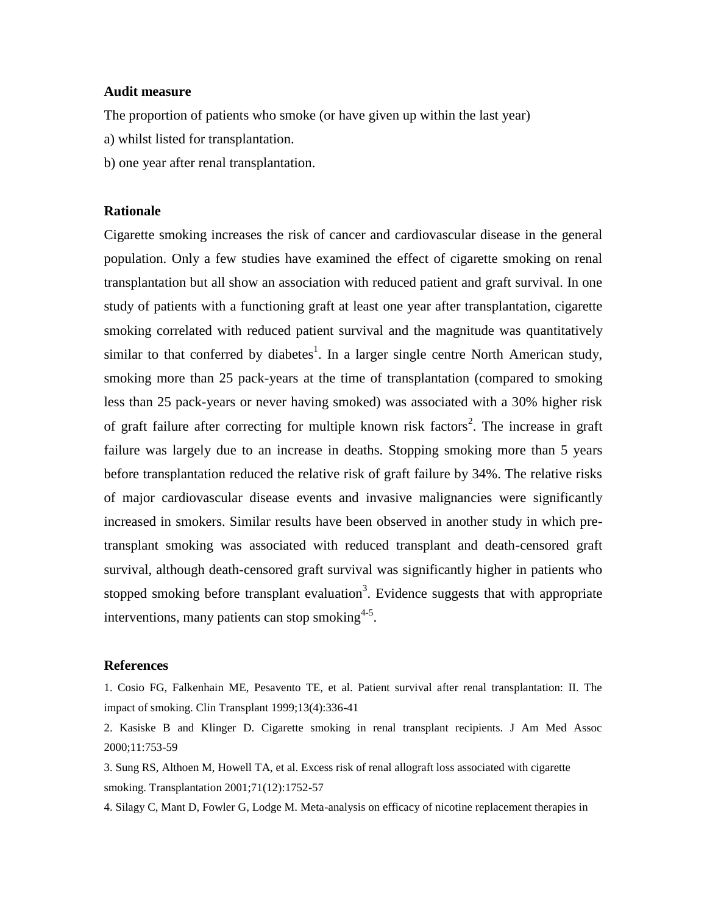**Audit measure**

The proportion of patients who smoke (or have given up within the last year)

a) whilst listed for transplantation.

b) one year after renal transplantation.

**Rationale**

Cigarette smoking increases the risk of cancer and cardiovascular disease in the general population. Only a few studies have examined the effect of cigarette smoking on renal transplantation but all show an association with reduced patient and graft survival. In one study of patients with a functioning graft at least one year after transplantation, cigarette smoking correlated with reduced patient survival and the magnitude was quantitatively similar to that conferred by diabetes[1]. In a larger single centre North American study, smoking more than 25 pack-years at the time of transplantation (compared to smoking less than 25 pack-years or never having smoked) was associated with a 30% higher risk of graft failure after correcting for multiple known risk factors[2]. The increase in graft failure was largely due to an increase in deaths. Stopping smoking more than 5 years before transplantation reduced the relative risk of graft failure by 34%. The relative risks of major cardiovascular disease events and invasive malignancies were significantly increased in smokers. Similar results have been observed in another study in which pre-transplant smoking was associated with reduced transplant and death-censored graft survival, although death-censored graft survival was significantly higher in patients who stopped smoking before transplant evaluation[3]. Evidence suggests that with appropriate interventions, many patients can stop smoking[4-5].

**References**

1. Cosio FG, Falkenhain ME, Pesavento TE, et al. Patient survival after renal transplantation: II. The impact of smoking. Clin Transplant 1999;13(4):336-41

2. Kasiske B and Klinger D. Cigarette smoking in renal transplant recipients. J Am Med Assoc 2000;11:753-59

3. Sung RS, Althoen M, Howell TA, et al. Excess risk of renal allograft loss associated with cigarette smoking. Transplantation 2001;71(12):1752-57

4. Silagy C, Mant D, Fowler G, Lodge M. Meta-analysis on efficacy of nicotine replacement therapies in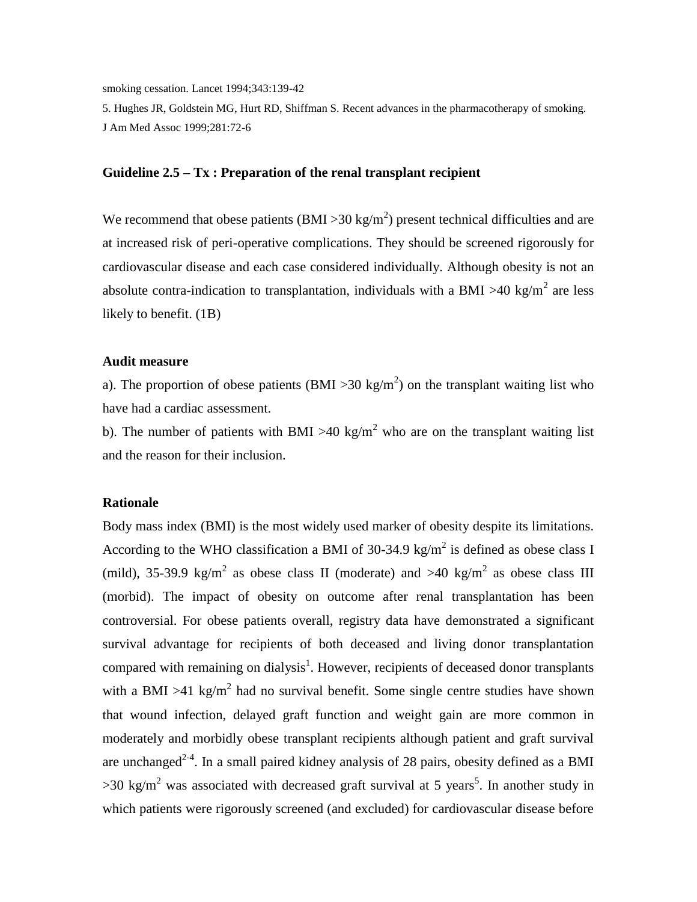smoking cessation. Lancet 1994;343:139-42

5. Hughes JR, Goldstein MG, Hurt RD, Shiffman S. Recent advances in the pharmacotherapy of smoking. J Am Med Assoc 1999;281:72-6

### Guideline 2.5 – Tx : Preparation of the renal transplant recipient

We recommend that obese patients (BMI >30 $kg/m^2$) present technical difficulties and are at increased risk of peri-operative complications. They should be screened rigorously for cardiovascular disease and each case considered individually. Although obesity is not an absolute contra-indication to transplantation, individuals with a BMI >40 $kg/m^2$ are less likely to benefit. (1B)

#### Audit measure

a). The proportion of obese patients (BMI >30 $kg/m^2$) on the transplant waiting list who have had a cardiac assessment.

b). The number of patients with BMI >40 $kg/m^2$ who are on the transplant waiting list and the reason for their inclusion.

#### Rationale

Body mass index (BMI) is the most widely used marker of obesity despite its limitations. According to the WHO classification a BMI of 30-34.9 $kg/m^2$ is defined as obese class I (mild), 35-39.9 $kg/m^2$ as obese class II (moderate) and >40 $kg/m^2$ as obese class III (morbid). The impact of obesity on outcome after renal transplantation has been controversial. For obese patients overall, registry data have demonstrated a significant survival advantage for recipients of both deceased and living donor transplantation compared with remaining on dialysis[1]. However, recipients of deceased donor transplants with a BMI >41 $kg/m^2$ had no survival benefit. Some single centre studies have shown that wound infection, delayed graft function and weight gain are more common in moderately and morbidly obese transplant recipients although patient and graft survival are unchanged[2-4]. In a small paired kidney analysis of 28 pairs, obesity defined as a BMI >30 $kg/m^2$ was associated with decreased graft survival at 5 years[5]. In another study in which patients were rigorously screened (and excluded) for cardiovascular disease before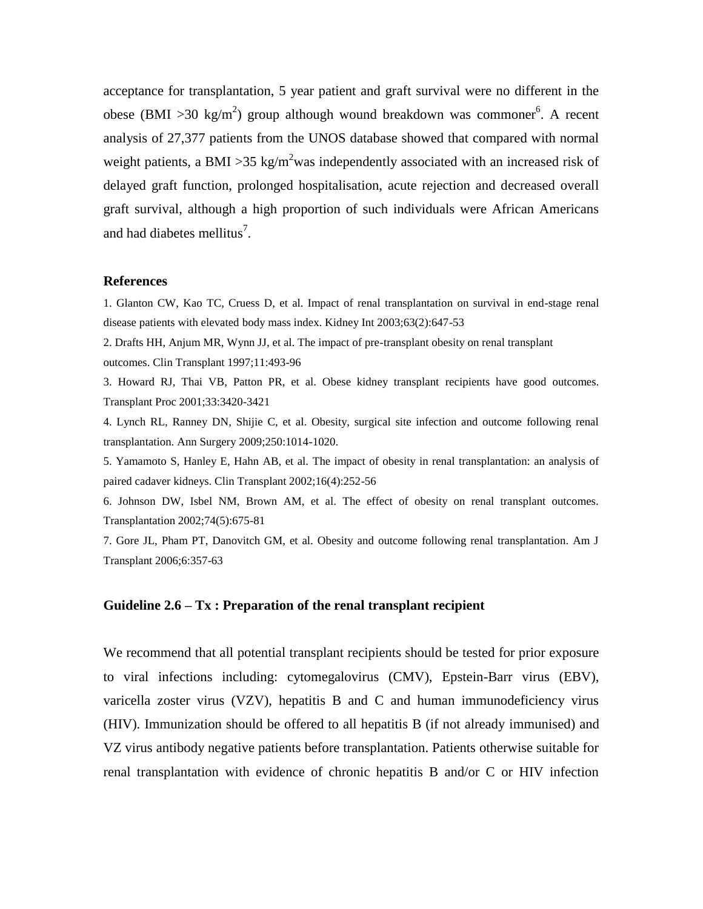acceptance for transplantation, 5 year patient and graft survival were no different in the obese (BMI >30 $kg/m^2$) group although wound breakdown was commoner[6]. A recent analysis of 27,377 patients from the UNOS database showed that compared with normal weight patients, a BMI >35 $kg/m^2$was independently associated with an increased risk of delayed graft function, prolonged hospitalisation, acute rejection and decreased overall graft survival, although a high proportion of such individuals were African Americans and had diabetes mellitus[7].

### References

1. Glanton CW, Kao TC, Cruess D, et al. Impact of renal transplantation on survival in end-stage renal disease patients with elevated body mass index. Kidney Int 2003;63(2):647-53
2. Drafts HH, Anjum MR, Wynn JJ, et al. The impact of pre-transplant obesity on renal transplant outcomes. Clin Transplant 1997;11:493-96
3. Howard RJ, Thai VB, Patton PR, et al. Obese kidney transplant recipients have good outcomes. Transplant Proc 2001;33:3420-3421
4. Lynch RL, Ranney DN, Shijie C, et al. Obesity, surgical site infection and outcome following renal transplantation. Ann Surgery 2009;250:1014-1020.
5. Yamamoto S, Hanley E, Hahn AB, et al. The impact of obesity in renal transplantation: an analysis of paired cadaver kidneys. Clin Transplant 2002;16(4):252-56
6. Johnson DW, Isbel NM, Brown AM, et al. The effect of obesity on renal transplant outcomes. Transplantation 2002;74(5):675-81
7. Gore JL, Pham PT, Danovitch GM, et al. Obesity and outcome following renal transplantation. Am J Transplant 2006;6:357-63

### Guideline 2.6 – Tx : Preparation of the renal transplant recipient

We recommend that all potential transplant recipients should be tested for prior exposure to viral infections including: cytomegalovirus (CMV), Epstein-Barr virus (EBV), varicella zoster virus (VZV), hepatitis B and C and human immunodeficiency virus (HIV). Immunization should be offered to all hepatitis B (if not already immunised) and VZ virus antibody negative patients before transplantation. Patients otherwise suitable for renal transplantation with evidence of chronic hepatitis B and/or C or HIV infection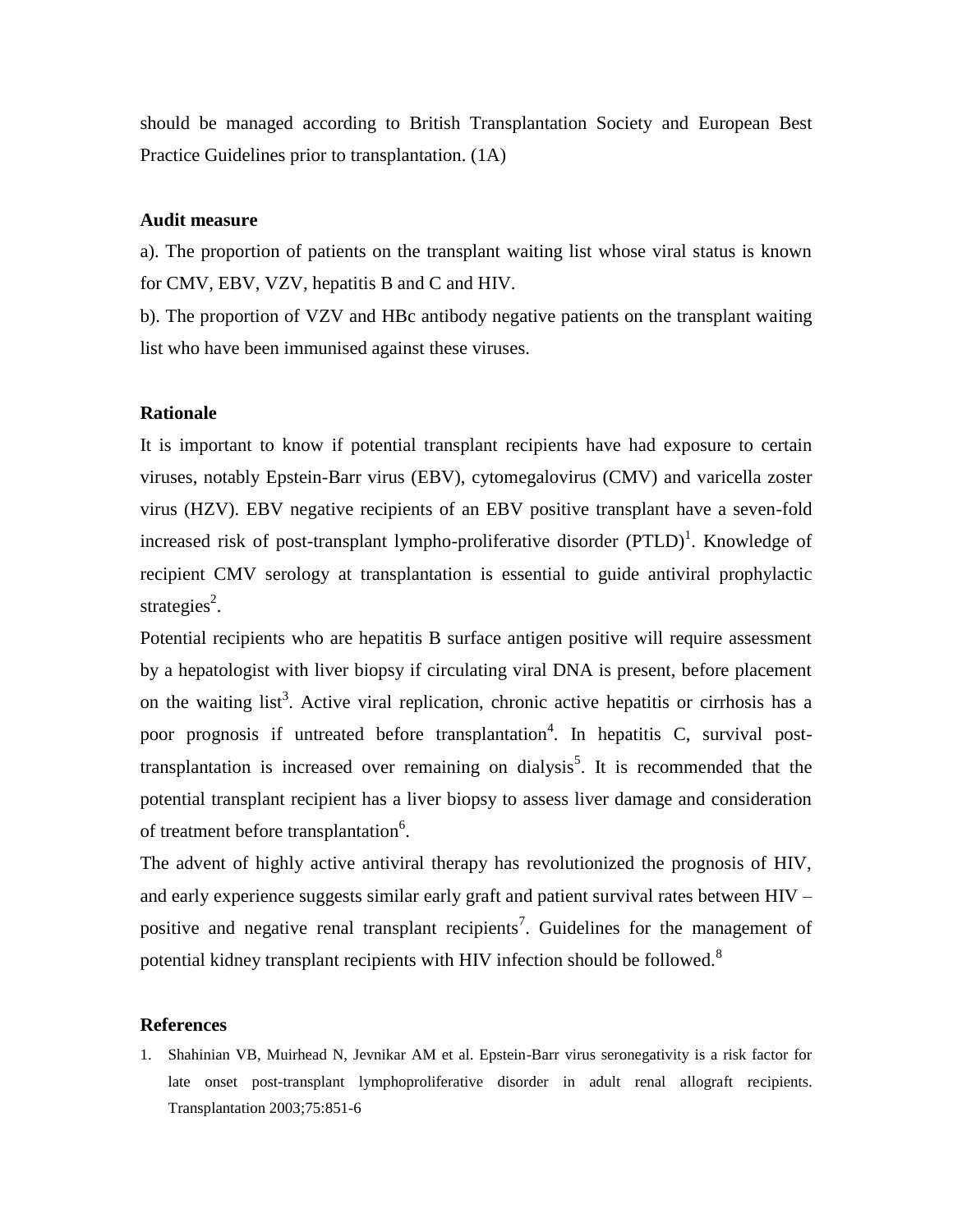should be managed according to British Transplantation Society and European Best Practice Guidelines prior to transplantation. (1A)

**Audit measure**

a). The proportion of patients on the transplant waiting list whose viral status is known for CMV, EBV, VZV, hepatitis B and C and HIV.

b). The proportion of VZV and HBc antibody negative patients on the transplant waiting list who have been immunised against these viruses.

**Rationale**

It is important to know if potential transplant recipients have had exposure to certain viruses, notably Epstein-Barr virus (EBV), cytomegalovirus (CMV) and varicella zoster virus (HZV). EBV negative recipients of an EBV positive transplant have a seven-fold increased risk of post-transplant lympho-proliferative disorder (PTLD)[1]. Knowledge of recipient CMV serology at transplantation is essential to guide antiviral prophylactic strategies[2].

Potential recipients who are hepatitis B surface antigen positive will require assessment by a hepatologist with liver biopsy if circulating viral DNA is present, before placement on the waiting list[3]. Active viral replication, chronic active hepatitis or cirrhosis has a poor prognosis if untreated before transplantation[4]. In hepatitis C, survival post-transplantation is increased over remaining on dialysis[5]. It is recommended that the potential transplant recipient has a liver biopsy to assess liver damage and consideration of treatment before transplantation[6].

The advent of highly active antiviral therapy has revolutionized the prognosis of HIV, and early experience suggests similar early graft and patient survival rates between HIV – positive and negative renal transplant recipients[7]. Guidelines for the management of potential kidney transplant recipients with HIV infection should be followed.[8]

**References**

1. Shahinian VB, Muirhead N, Jevnikar AM et al. Epstein-Barr virus seronegativity is a risk factor for late onset post-transplant lymphoproliferative disorder in adult renal allograft recipients. Transplantation 2003;75:851-6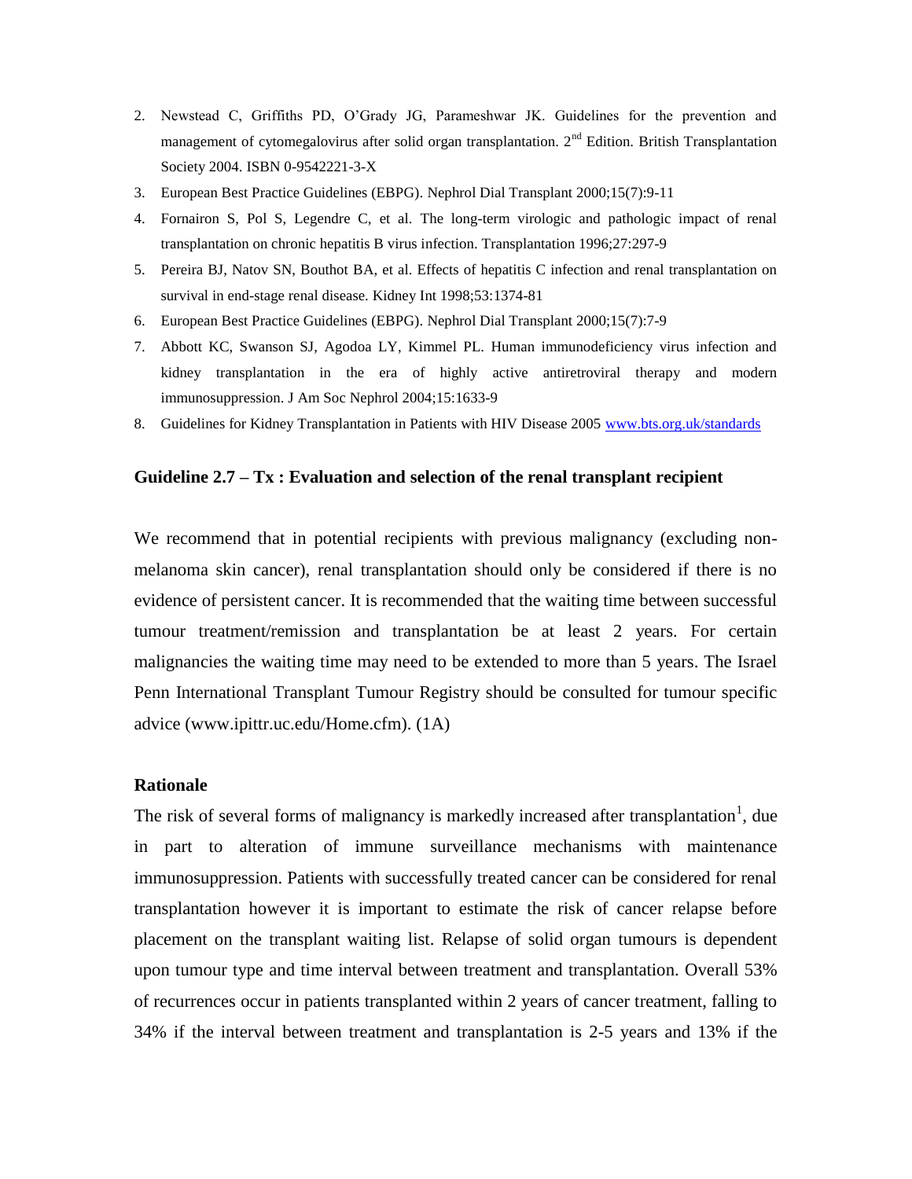2. Newstead C, Griffiths PD, O'Grady JG, Parameshwar JK. Guidelines for the prevention and management of cytomegalovirus after solid organ transplantation. 2nd Edition. British Transplantation Society 2004. ISBN 0-9542221-3-X
3. European Best Practice Guidelines (EBPG). Nephrol Dial Transplant 2000;15(7):9-11
4. Fornairon S, Pol S, Legendre C, et al. The long-term virologic and pathologic impact of renal transplantation on chronic hepatitis B virus infection. Transplantation 1996;27:297-9
5. Pereira BJ, Natov SN, Bouthot BA, et al. Effects of hepatitis C infection and renal transplantation on survival in end-stage renal disease. Kidney Int 1998;53:1374-81
6. European Best Practice Guidelines (EBPG). Nephrol Dial Transplant 2000;15(7):7-9
7. Abbott KC, Swanson SJ, Agodoa LY, Kimmel PL. Human immunodeficiency virus infection and kidney transplantation in the era of highly active antiretroviral therapy and modern immunosuppression. J Am Soc Nephrol 2004;15:1633-9
8. Guidelines for Kidney Transplantation in Patients with HIV Disease 2005 [www.bts.org.uk/standards](http://www.bts.org.uk/standards)

### Guideline 2.7 – Tx : Evaluation and selection of the renal transplant recipient

We recommend that in potential recipients with previous malignancy (excluding non-melanoma skin cancer), renal transplantation should only be considered if there is no evidence of persistent cancer. It is recommended that the waiting time between successful tumour treatment/remission and transplantation be at least 2 years. For certain malignancies the waiting time may need to be extended to more than 5 years. The Israel Penn International Transplant Tumour Registry should be consulted for tumour specific advice (www.ipittr.uc.edu/Home.cfm). (1A)

#### Rationale

The risk of several forms of malignancy is markedly increased after transplantation[1], due in part to alteration of immune surveillance mechanisms with maintenance immunosuppression. Patients with successfully treated cancer can be considered for renal transplantation however it is important to estimate the risk of cancer relapse before placement on the transplant waiting list. Relapse of solid organ tumours is dependent upon tumour type and time interval between treatment and transplantation. Overall 53% of recurrences occur in patients transplanted within 2 years of cancer treatment, falling to 34% if the interval between treatment and transplantation is 2-5 years and 13% if the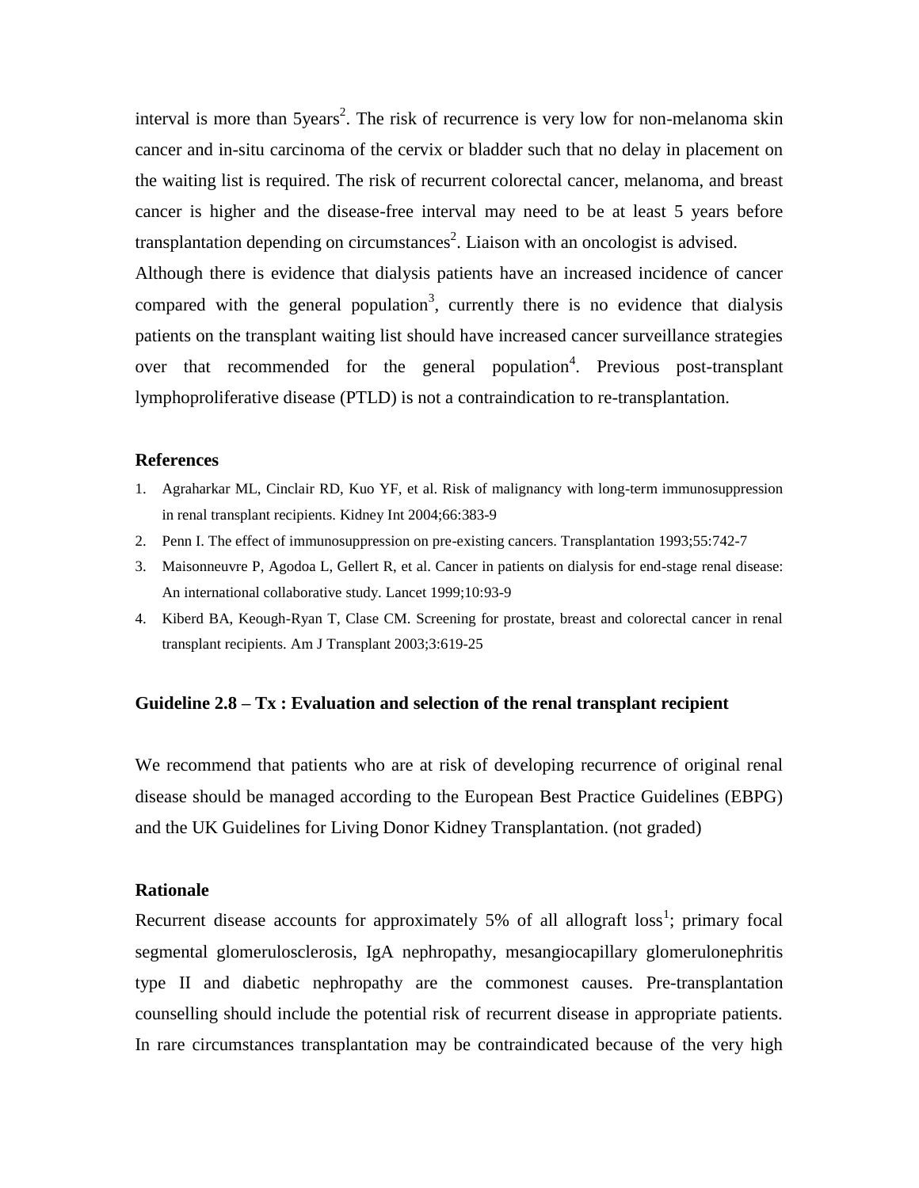interval is more than 5years[2]. The risk of recurrence is very low for non-melanoma skin cancer and in-situ carcinoma of the cervix or bladder such that no delay in placement on the waiting list is required. The risk of recurrent colorectal cancer, melanoma, and breast cancer is higher and the disease-free interval may need to be at least 5 years before transplantation depending on circumstances[2]. Liaison with an oncologist is advised.

Although there is evidence that dialysis patients have an increased incidence of cancer compared with the general population[3], currently there is no evidence that dialysis patients on the transplant waiting list should have increased cancer surveillance strategies over that recommended for the general population[4]. Previous post-transplant lymphoproliferative disease (PTLD) is not a contraindication to re-transplantation.

### References

1. Agraharkar ML, Cinclair RD, Kuo YF, et al. Risk of malignancy with long-term immunosuppression in renal transplant recipients. Kidney Int 2004;66:383-9
2. Penn I. The effect of immunosuppression on pre-existing cancers. Transplantation 1993;55:742-7
3. Maisonneuvre P, Agodoa L, Gellert R, et al. Cancer in patients on dialysis for end-stage renal disease: An international collaborative study. Lancet 1999;10:93-9
4. Kiberd BA, Keough-Ryan T, Clase CM. Screening for prostate, breast and colorectal cancer in renal transplant recipients. Am J Transplant 2003;3:619-25

### Guideline 2.8 – Tx : Evaluation and selection of the renal transplant recipient

We recommend that patients who are at risk of developing recurrence of original renal disease should be managed according to the European Best Practice Guidelines (EBPG) and the UK Guidelines for Living Donor Kidney Transplantation. (not graded)

### Rationale

Recurrent disease accounts for approximately 5% of all allograft loss[1]; primary focal segmental glomerulosclerosis, IgA nephropathy, mesangiocapillary glomerulonephritis type II and diabetic nephropathy are the commonest causes. Pre-transplantation counselling should include the potential risk of recurrent disease in appropriate patients. In rare circumstances transplantation may be contraindicated because of the very high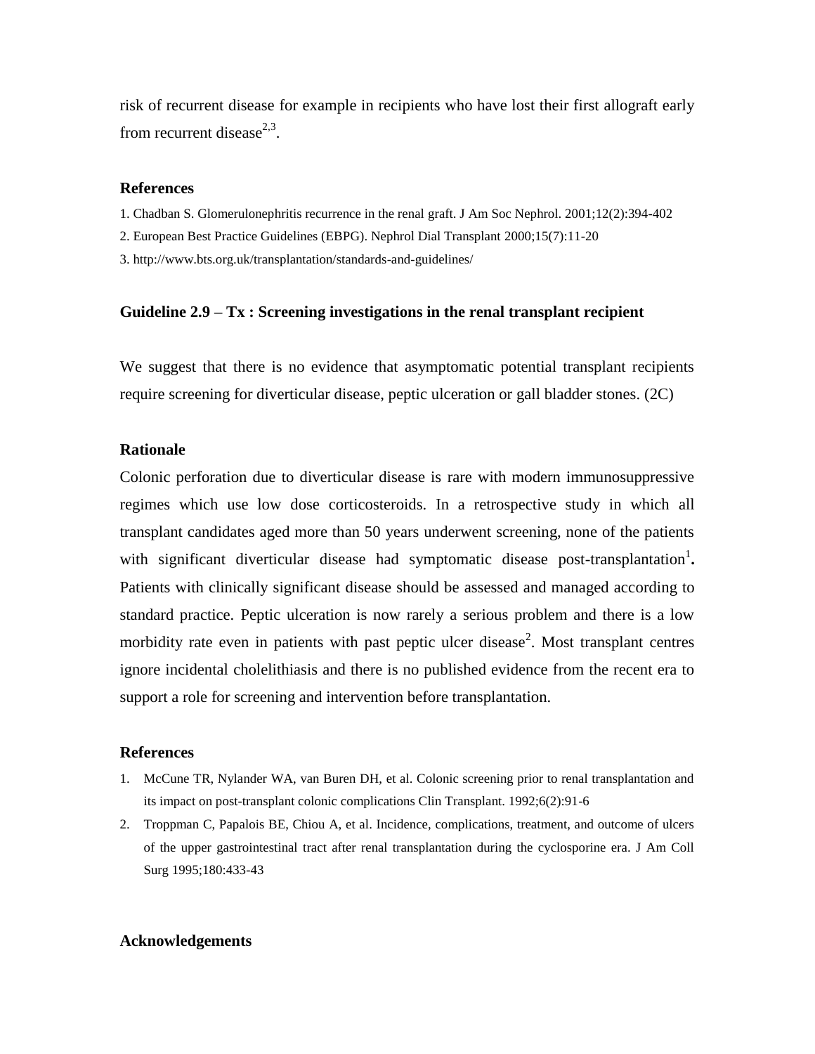risk of recurrent disease for example in recipients who have lost their first allograft early from recurrent disease[2,3].

### References

1. Chadban S. Glomerulonephritis recurrence in the renal graft. J Am Soc Nephrol. 2001;12(2):394-402
2. European Best Practice Guidelines (EBPG). Nephrol Dial Transplant 2000;15(7):11-20
3. http://www.bts.org.uk/transplantation/standards-and-guidelines/

### Guideline 2.9 – Tx : Screening investigations in the renal transplant recipient

We suggest that there is no evidence that asymptomatic potential transplant recipients require screening for diverticular disease, peptic ulceration or gall bladder stones. (2C)

### Rationale

Colonic perforation due to diverticular disease is rare with modern immunosuppressive regimes which use low dose corticosteroids. In a retrospective study in which all transplant candidates aged more than 50 years underwent screening, none of the patients with significant diverticular disease had symptomatic disease post-transplantation[1]**.** Patients with clinically significant disease should be assessed and managed according to standard practice. Peptic ulceration is now rarely a serious problem and there is a low morbidity rate even in patients with past peptic ulcer disease[2]. Most transplant centres ignore incidental cholelithiasis and there is no published evidence from the recent era to support a role for screening and intervention before transplantation.

### References

1. McCune TR, Nylander WA, van Buren DH, et al. Colonic screening prior to renal transplantation and its impact on post-transplant colonic complications Clin Transplant. 1992;6(2):91-6
2. Troppman C, Papalois BE, Chiou A, et al. Incidence, complications, treatment, and outcome of ulcers of the upper gastrointestinal tract after renal transplantation during the cyclosporine era. J Am Coll Surg 1995;180:433-43

### Acknowledgements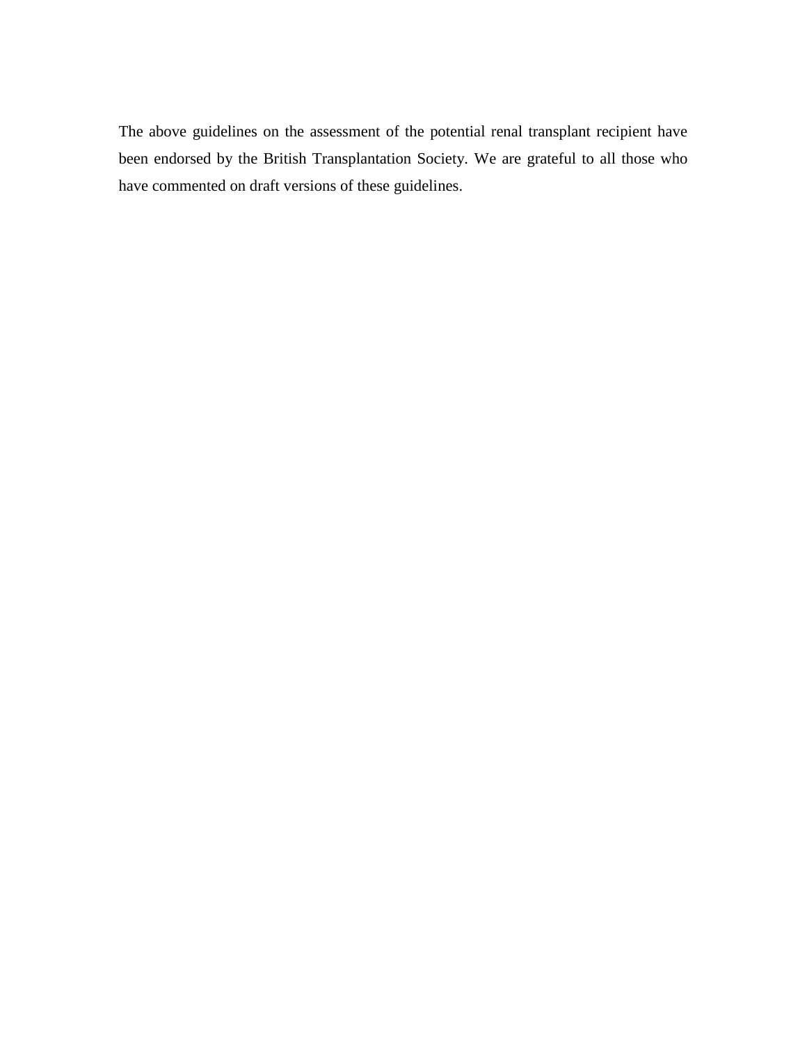The above guidelines on the assessment of the potential renal transplant recipient have been endorsed by the British Transplantation Society. We are grateful to all those who have commented on draft versions of these guidelines.